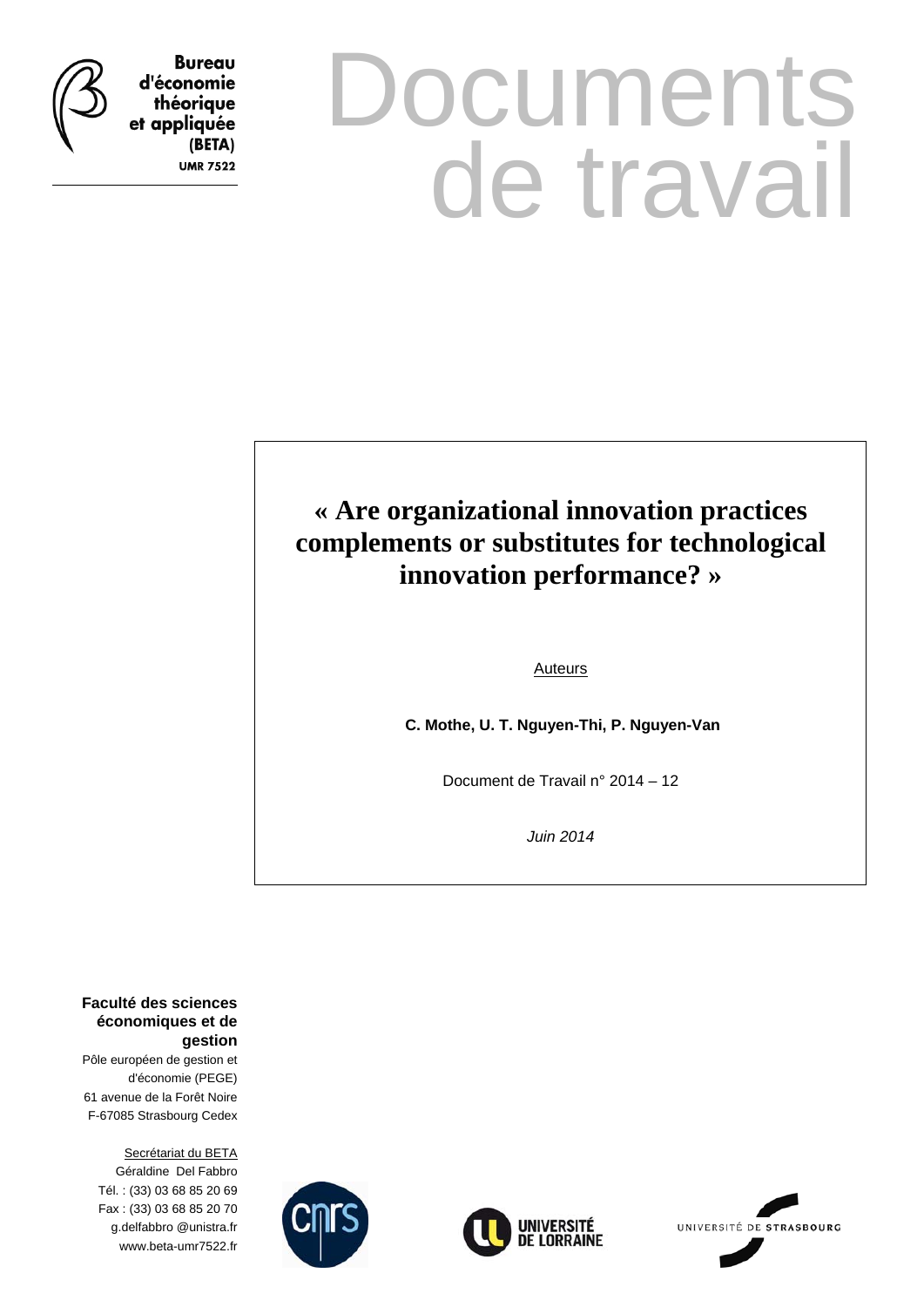Bureau d'économie théorique et appliquée (BETA)
UMR 7522

# Documents de travail

## « Are organizational innovation practices complements or substitutes for technological innovation performance? »

Auteurs

**C. Mothe, U. T. Nguyen-Thi, P. Nguyen-Van**

Document de Travail n° 2014 – 12

*Juin 2014*

**Faculté des sciences économiques et de gestion**

Pôle européen de gestion et d'économie (PEGE)
61 avenue de la Forêt Noire
F-67085 Strasbourg Cedex

Secrétariat du BETA
Géraldine Del Fabbro
Tél. : (33) 03 68 85 20 69
Fax : (33) 03 68 85 20 70
g.delfabbro @unistra.fr
www.beta-umr7522.fr

CNRS
UNIVERSITÉ DE LORRAINE
UNIVERSITÉ DE STRASBOURG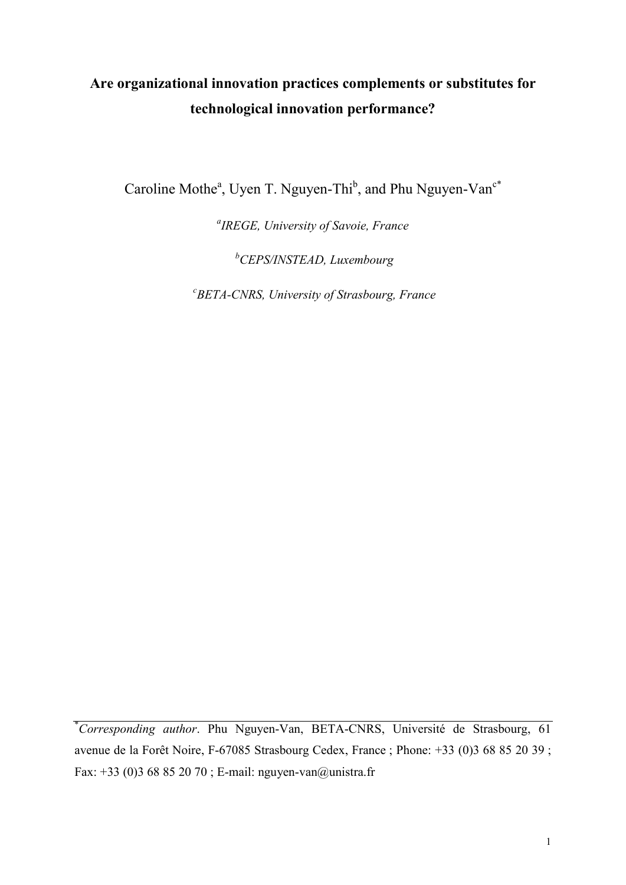# Are organizational innovation practices complements or substitutes for technological innovation performance?

Caroline Mothe[a], Uyen T. Nguyen-Thi[b], and Phu Nguyen-Van[c*]

[a] *IREGE, University of Savoie, France*

[b] *CEPS/INSTEAD, Luxembourg*

[c] *BETA-CNRS, University of Strasbourg, France*

---

[*] *Corresponding author*. Phu Nguyen-Van, BETA-CNRS, Université de Strasbourg, 61 avenue de la Forêt Noire, F-67085 Strasbourg Cedex, France ; Phone: +33 (0)3 68 85 20 39 ; Fax: +33 (0)3 68 85 20 70 ; E-mail: nguyen-van@unistra.fr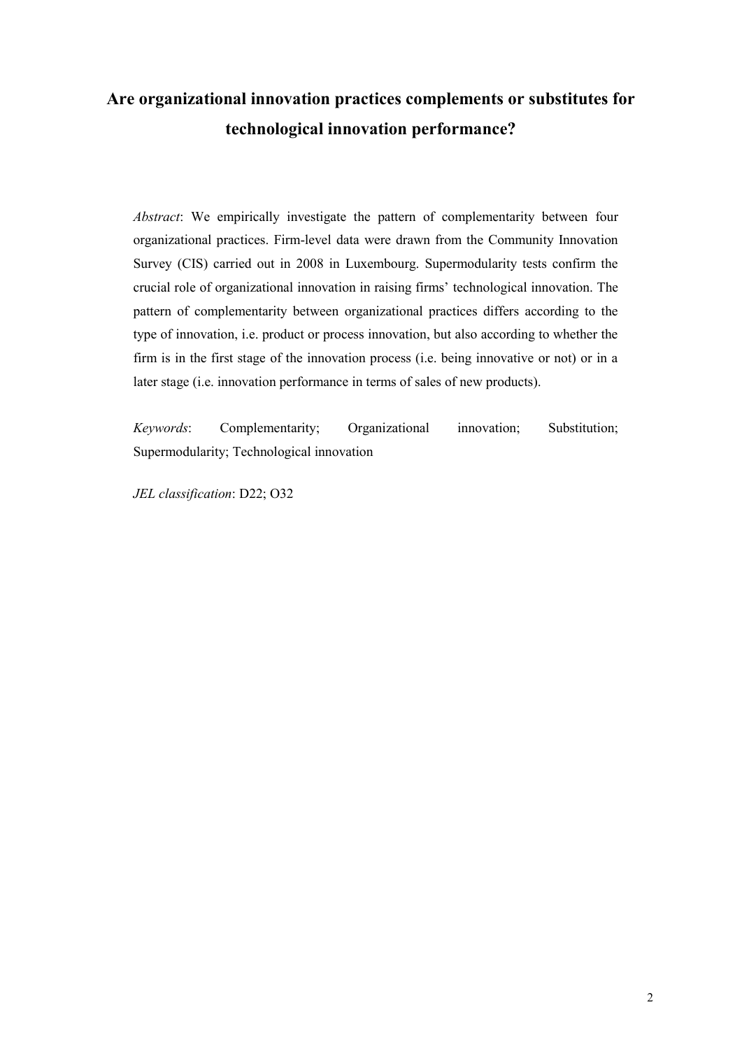# Are organizational innovation practices complements or substitutes for technological innovation performance?

*Abstract*: We empirically investigate the pattern of complementarity between four organizational practices. Firm-level data were drawn from the Community Innovation Survey (CIS) carried out in 2008 in Luxembourg. Supermodularity tests confirm the crucial role of organizational innovation in raising firms' technological innovation. The pattern of complementarity between organizational practices differs according to the type of innovation, i.e. product or process innovation, but also according to whether the firm is in the first stage of the innovation process (i.e. being innovative or not) or in a later stage (i.e. innovation performance in terms of sales of new products).

*Keywords*: Complementarity; Organizational innovation; Substitution; Supermodularity; Technological innovation

*JEL classification*: D22; O32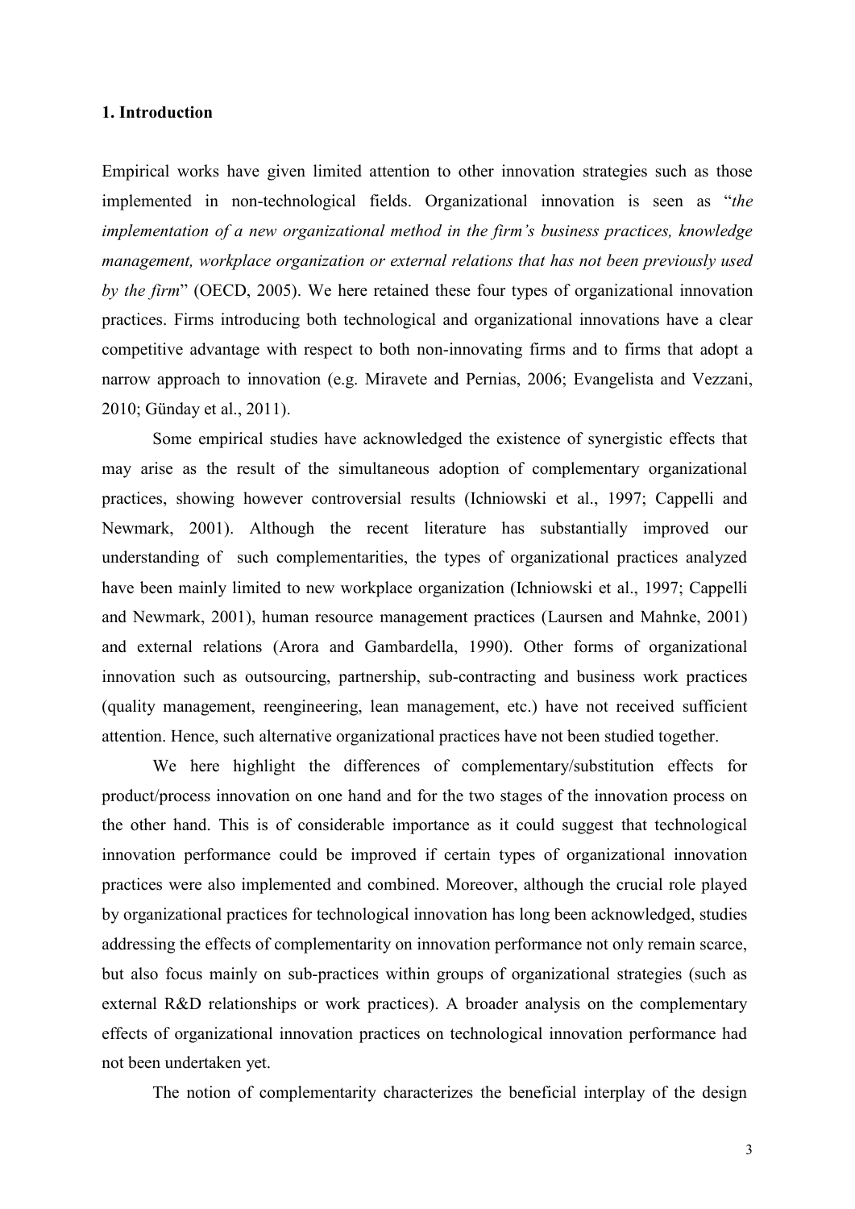## 1. Introduction

Empirical works have given limited attention to other innovation strategies such as those implemented in non-technological fields. Organizational innovation is seen as "*the implementation of a new organizational method in the firm's business practices, knowledge management, workplace organization or external relations that has not been previously used by the firm*" (OECD, 2005). We here retained these four types of organizational innovation practices. Firms introducing both technological and organizational innovations have a clear competitive advantage with respect to both non-innovating firms and to firms that adopt a narrow approach to innovation (e.g. Miravete and Pernias, 2006; Evangelista and Vezzani, 2010; Günday et al., 2011).

Some empirical studies have acknowledged the existence of synergistic effects that may arise as the result of the simultaneous adoption of complementary organizational practices, showing however controversial results (Ichniowski et al., 1997; Cappelli and Newmark, 2001). Although the recent literature has substantially improved our understanding of such complementarities, the types of organizational practices analyzed have been mainly limited to new workplace organization (Ichniowski et al., 1997; Cappelli and Newmark, 2001), human resource management practices (Laursen and Mahnke, 2001) and external relations (Arora and Gambardella, 1990). Other forms of organizational innovation such as outsourcing, partnership, sub-contracting and business work practices (quality management, reengineering, lean management, etc.) have not received sufficient attention. Hence, such alternative organizational practices have not been studied together.

We here highlight the differences of complementary/substitution effects for product/process innovation on one hand and for the two stages of the innovation process on the other hand. This is of considerable importance as it could suggest that technological innovation performance could be improved if certain types of organizational innovation practices were also implemented and combined. Moreover, although the crucial role played by organizational practices for technological innovation has long been acknowledged, studies addressing the effects of complementarity on innovation performance not only remain scarce, but also focus mainly on sub-practices within groups of organizational strategies (such as external R&D relationships or work practices). A broader analysis on the complementary effects of organizational innovation practices on technological innovation performance had not been undertaken yet.

The notion of complementarity characterizes the beneficial interplay of the design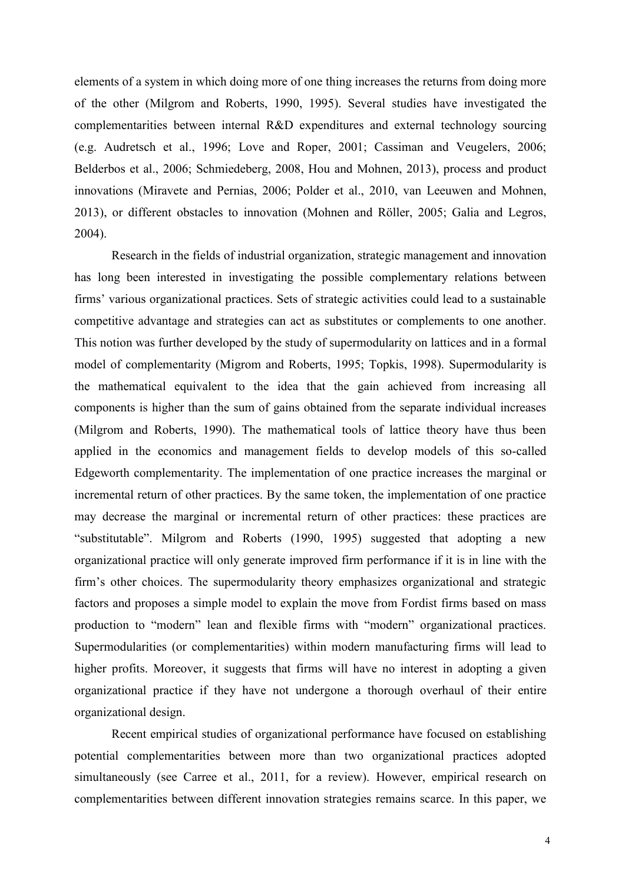elements of a system in which doing more of one thing increases the returns from doing more of the other (Milgrom and Roberts, 1990, 1995). Several studies have investigated the complementarities between internal R&D expenditures and external technology sourcing (e.g. Audretsch et al., 1996; Love and Roper, 2001; Cassiman and Veugelers, 2006; Belderbos et al., 2006; Schmiedeberg, 2008, Hou and Mohnen, 2013), process and product innovations (Miravete and Pernias, 2006; Polder et al., 2010, van Leeuwen and Mohnen, 2013), or different obstacles to innovation (Mohnen and Röller, 2005; Galia and Legros, 2004).

Research in the fields of industrial organization, strategic management and innovation has long been interested in investigating the possible complementary relations between firms' various organizational practices. Sets of strategic activities could lead to a sustainable competitive advantage and strategies can act as substitutes or complements to one another. This notion was further developed by the study of supermodularity on lattices and in a formal model of complementarity (Migrom and Roberts, 1995; Topkis, 1998). Supermodularity is the mathematical equivalent to the idea that the gain achieved from increasing all components is higher than the sum of gains obtained from the separate individual increases (Milgrom and Roberts, 1990). The mathematical tools of lattice theory have thus been applied in the economics and management fields to develop models of this so-called Edgeworth complementarity. The implementation of one practice increases the marginal or incremental return of other practices. By the same token, the implementation of one practice may decrease the marginal or incremental return of other practices: these practices are "substitutable". Milgrom and Roberts (1990, 1995) suggested that adopting a new organizational practice will only generate improved firm performance if it is in line with the firm's other choices. The supermodularity theory emphasizes organizational and strategic factors and proposes a simple model to explain the move from Fordist firms based on mass production to "modern" lean and flexible firms with "modern" organizational practices. Supermodularities (or complementarities) within modern manufacturing firms will lead to higher profits. Moreover, it suggests that firms will have no interest in adopting a given organizational practice if they have not undergone a thorough overhaul of their entire organizational design.

Recent empirical studies of organizational performance have focused on establishing potential complementarities between more than two organizational practices adopted simultaneously (see Carree et al., 2011, for a review). However, empirical research on complementarities between different innovation strategies remains scarce. In this paper, we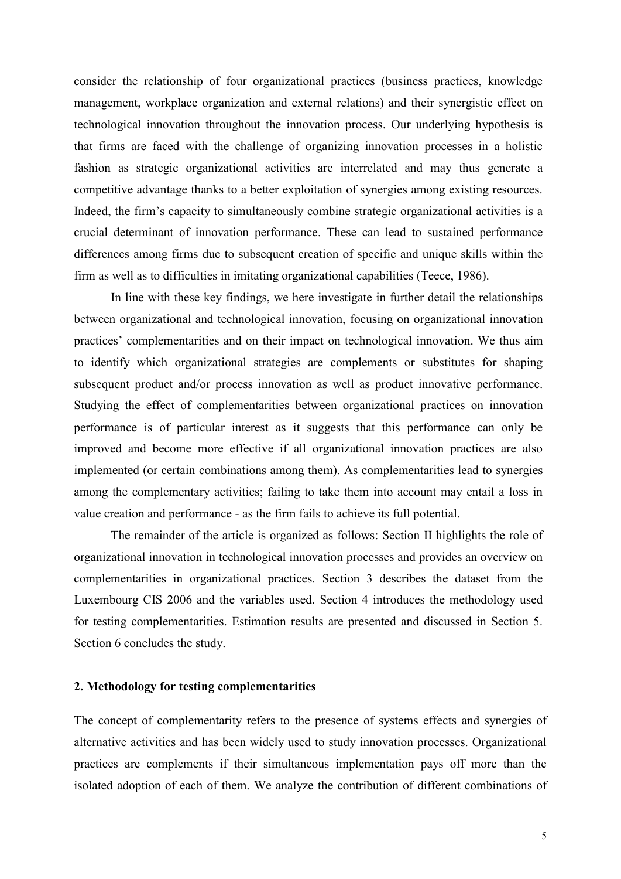consider the relationship of four organizational practices (business practices, knowledge management, workplace organization and external relations) and their synergistic effect on technological innovation throughout the innovation process. Our underlying hypothesis is that firms are faced with the challenge of organizing innovation processes in a holistic fashion as strategic organizational activities are interrelated and may thus generate a competitive advantage thanks to a better exploitation of synergies among existing resources. Indeed, the firm's capacity to simultaneously combine strategic organizational activities is a crucial determinant of innovation performance. These can lead to sustained performance differences among firms due to subsequent creation of specific and unique skills within the firm as well as to difficulties in imitating organizational capabilities (Teece, 1986).

In line with these key findings, we here investigate in further detail the relationships between organizational and technological innovation, focusing on organizational innovation practices' complementarities and on their impact on technological innovation. We thus aim to identify which organizational strategies are complements or substitutes for shaping subsequent product and/or process innovation as well as product innovative performance. Studying the effect of complementarities between organizational practices on innovation performance is of particular interest as it suggests that this performance can only be improved and become more effective if all organizational innovation practices are also implemented (or certain combinations among them). As complementarities lead to synergies among the complementary activities; failing to take them into account may entail a loss in value creation and performance - as the firm fails to achieve its full potential.

The remainder of the article is organized as follows: Section II highlights the role of organizational innovation in technological innovation processes and provides an overview on complementarities in organizational practices. Section 3 describes the dataset from the Luxembourg CIS 2006 and the variables used. Section 4 introduces the methodology used for testing complementarities. Estimation results are presented and discussed in Section 5. Section 6 concludes the study.

## 2. Methodology for testing complementarities

The concept of complementarity refers to the presence of systems effects and synergies of alternative activities and has been widely used to study innovation processes. Organizational practices are complements if their simultaneous implementation pays off more than the isolated adoption of each of them. We analyze the contribution of different combinations of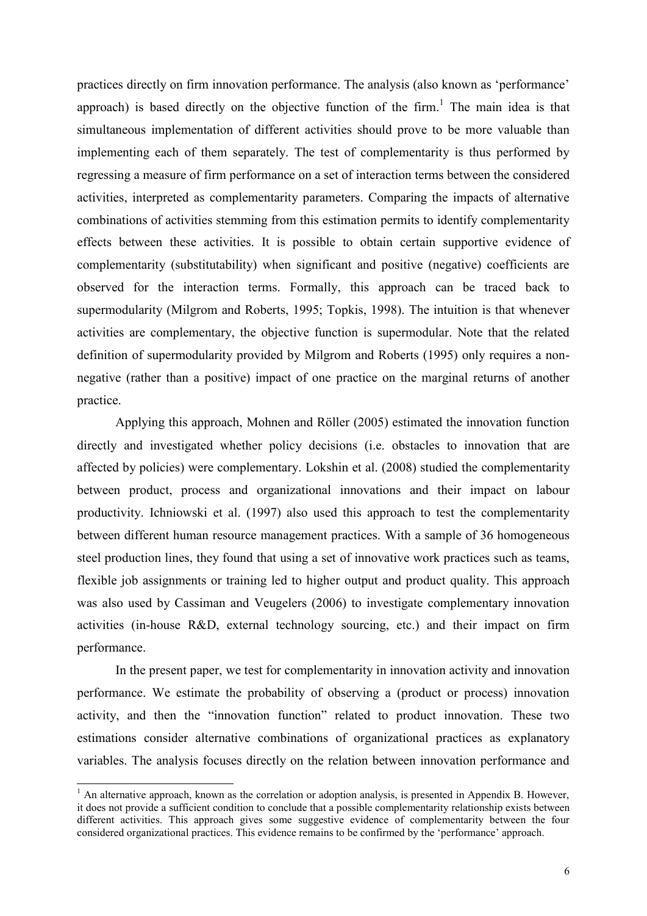practices directly on firm innovation performance. The analysis (also known as 'performance' approach) is based directly on the objective function of the firm.[1] The main idea is that simultaneous implementation of different activities should prove to be more valuable than implementing each of them separately. The test of complementarity is thus performed by regressing a measure of firm performance on a set of interaction terms between the considered activities, interpreted as complementarity parameters. Comparing the impacts of alternative combinations of activities stemming from this estimation permits to identify complementarity effects between these activities. It is possible to obtain certain supportive evidence of complementarity (substitutability) when significant and positive (negative) coefficients are observed for the interaction terms. Formally, this approach can be traced back to supermodularity (Milgrom and Roberts, 1995; Topkis, 1998). The intuition is that whenever activities are complementary, the objective function is supermodular. Note that the related definition of supermodularity provided by Milgrom and Roberts (1995) only requires a non-negative (rather than a positive) impact of one practice on the marginal returns of another practice.

Applying this approach, Mohnen and Röller (2005) estimated the innovation function directly and investigated whether policy decisions (i.e. obstacles to innovation that are affected by policies) were complementary. Lokshin et al. (2008) studied the complementarity between product, process and organizational innovations and their impact on labour productivity. Ichniowski et al. (1997) also used this approach to test the complementarity between different human resource management practices. With a sample of 36 homogeneous steel production lines, they found that using a set of innovative work practices such as teams, flexible job assignments or training led to higher output and product quality. This approach was also used by Cassiman and Veugelers (2006) to investigate complementary innovation activities (in-house R&D, external technology sourcing, etc.) and their impact on firm performance.

In the present paper, we test for complementarity in innovation activity and innovation performance. We estimate the probability of observing a (product or process) innovation activity, and then the "innovation function" related to product innovation. These two estimations consider alternative combinations of organizational practices as explanatory variables. The analysis focuses directly on the relation between innovation performance and

[1] An alternative approach, known as the correlation or adoption analysis, is presented in Appendix B. However, it does not provide a sufficient condition to conclude that a possible complementarity relationship exists between different activities. This approach gives some suggestive evidence of complementarity between the four considered organizational practices. This evidence remains to be confirmed by the 'performance' approach.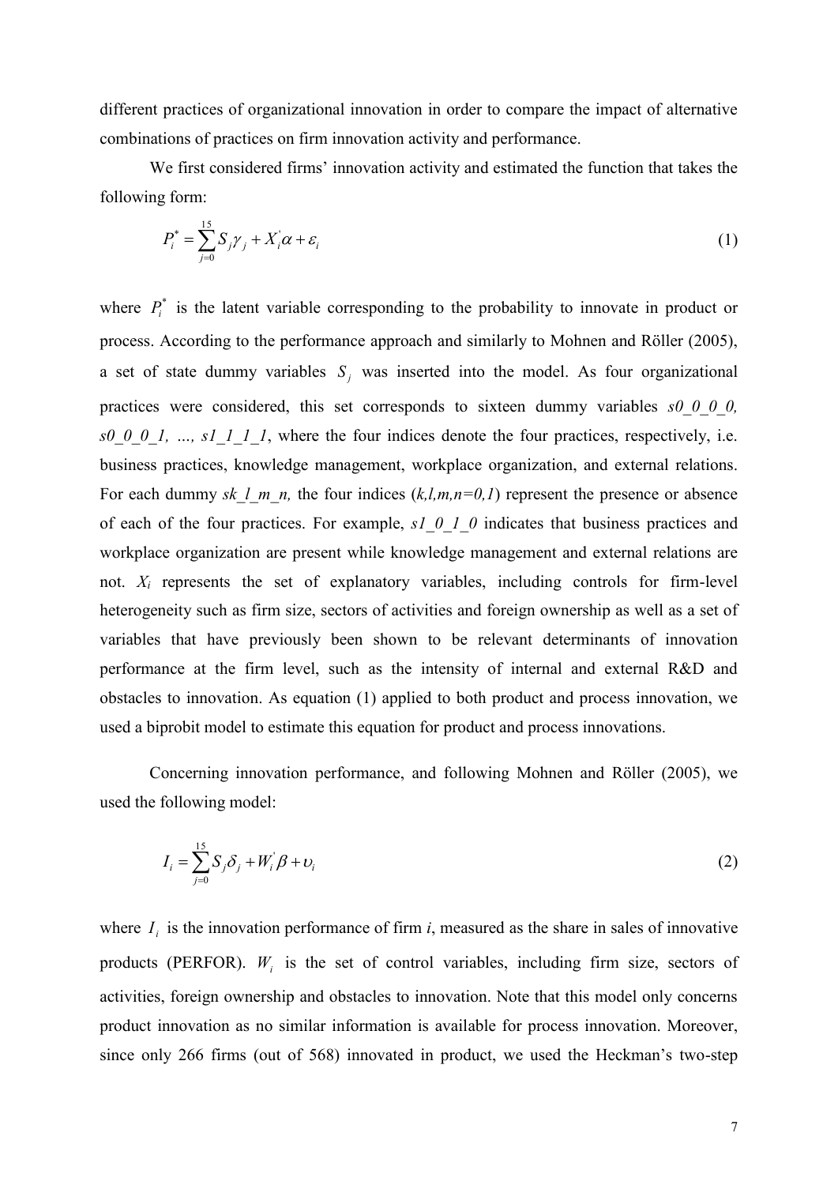different practices of organizational innovation in order to compare the impact of alternative combinations of practices on firm innovation activity and performance.

We first considered firms' innovation activity and estimated the function that takes the following form:

$$P_i^* = \sum_{j=0}^{15} S_j \gamma_j + X_i^{'} \alpha + \varepsilon_i \tag{1}$$

where $P_i^*$ is the latent variable corresponding to the probability to innovate in product or process. According to the performance approach and similarly to Mohnen and Röller (2005), a set of state dummy variables $S_j$ was inserted into the model. As four organizational practices were considered, this set corresponds to sixteen dummy variables *s0_0_0_0, s0_0_0_1, …, s1_1_1_1*, where the four indices denote the four practices, respectively, i.e. business practices, knowledge management, workplace organization, and external relations. For each dummy *sk_l_m_n,* the four indices (*k,l,m,n=0,1*) represent the presence or absence of each of the four practices. For example, *s1_0_1_0* indicates that business practices and workplace organization are present while knowledge management and external relations are not. $X_i$ represents the set of explanatory variables, including controls for firm-level heterogeneity such as firm size, sectors of activities and foreign ownership as well as a set of variables that have previously been shown to be relevant determinants of innovation performance at the firm level, such as the intensity of internal and external R&D and obstacles to innovation. As equation (1) applied to both product and process innovation, we used a biprobit model to estimate this equation for product and process innovations.

Concerning innovation performance, and following Mohnen and Röller (2005), we used the following model:

$$I_i = \sum_{j=0}^{15} S_j \delta_j + W_i^{'} \beta + \upsilon_i \tag{2}$$

where $I_i$ is the innovation performance of firm *i*, measured as the share in sales of innovative products (PERFOR). $W_i$ is the set of control variables, including firm size, sectors of activities, foreign ownership and obstacles to innovation. Note that this model only concerns product innovation as no similar information is available for process innovation. Moreover, since only 266 firms (out of 568) innovated in product, we used the Heckman's two-step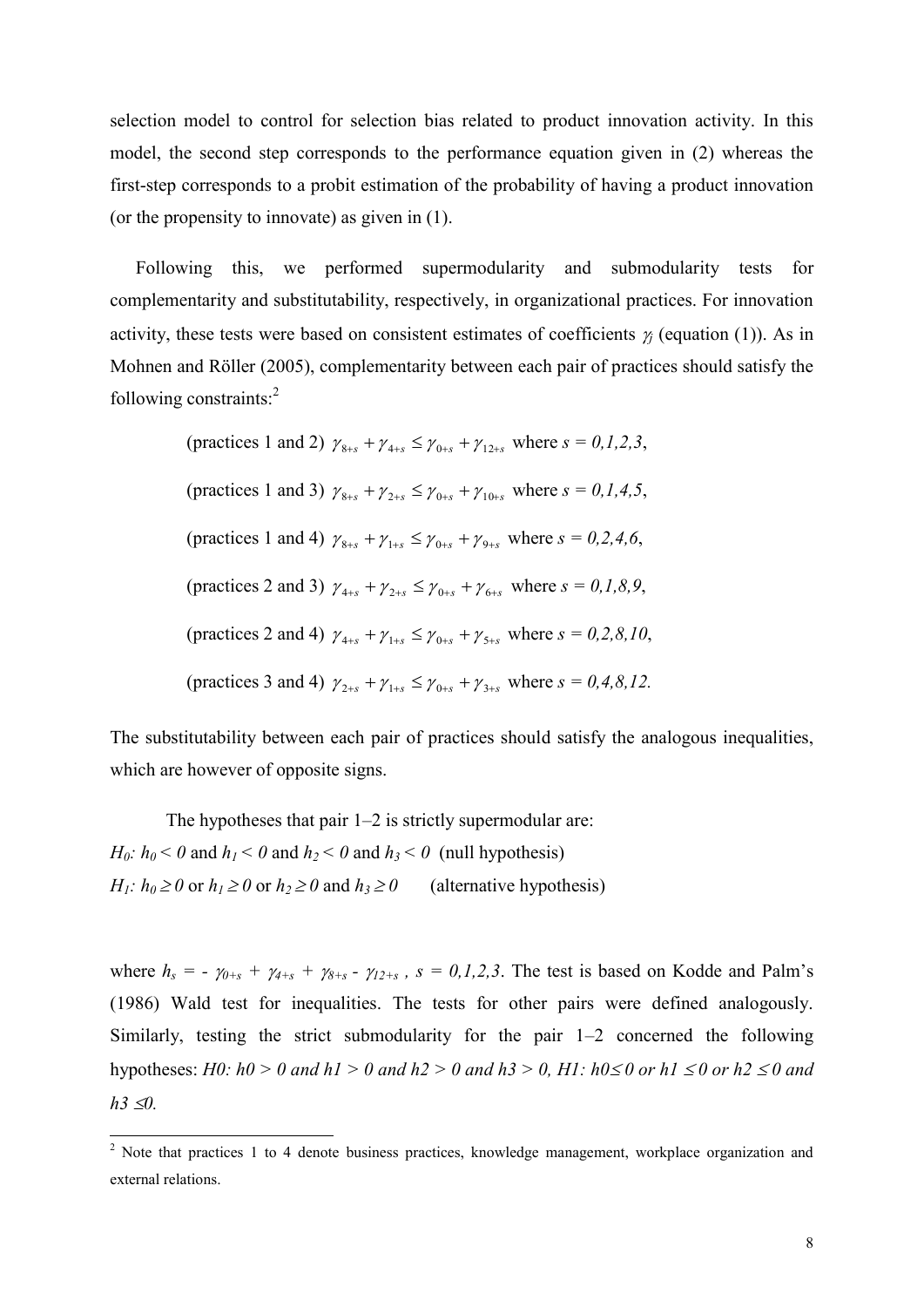selection model to control for selection bias related to product innovation activity. In this model, the second step corresponds to the performance equation given in (2) whereas the first-step corresponds to a probit estimation of the probability of having a product innovation (or the propensity to innovate) as given in (1).

Following this, we performed supermodularity and submodularity tests for complementarity and substitutability, respectively, in organizational practices. For innovation activity, these tests were based on consistent estimates of coefficients $\gamma_j$ (equation (1)). As in Mohnen and Röller (2005), complementarity between each pair of practices should satisfy the following constraints:[2]

(practices 1 and 2) $\gamma_{8+s} + \gamma_{4+s} \leq \gamma_{0+s} + \gamma_{12+s}$ where $s = 0,1,2,3$,

(practices 1 and 3) $\gamma_{8+s} + \gamma_{2+s} \leq \gamma_{0+s} + \gamma_{10+s}$ where $s = 0,1,4,5$,

(practices 1 and 4) $\gamma_{8+s} + \gamma_{1+s} \leq \gamma_{0+s} + \gamma_{9+s}$ where $s = 0,2,4,6$,

(practices 2 and 3) $\gamma_{4+s} + \gamma_{2+s} \leq \gamma_{0+s} + \gamma_{6+s}$ where $s = 0,1,8,9$,

(practices 2 and 4) $\gamma_{4+s} + \gamma_{1+s} \leq \gamma_{0+s} + \gamma_{5+s}$ where $s = 0,2,8,10$,

(practices 3 and 4) $\gamma_{2+s} + \gamma_{1+s} \leq \gamma_{0+s} + \gamma_{3+s}$ where $s = 0,4,8,12$.

The substitutability between each pair of practices should satisfy the analogous inequalities, which are however of opposite signs.

The hypotheses that pair 1–2 is strictly supermodular are:
$H_0$: $h_0 < 0$ and $h_1 < 0$ and $h_2 < 0$ and $h_3 < 0$ (null hypothesis)
$H_1$: $h_0 \geq 0$ or $h_1 \geq 0$ or $h_2 \geq 0$ and $h_3 \geq 0$ (alternative hypothesis)

where $h_s = -\gamma_{0+s} + \gamma_{4+s} + \gamma_{8+s} - \gamma_{12+s}$ , $s = 0,1,2,3$. The test is based on Kodde and Palm's (1986) Wald test for inequalities. The tests for other pairs were defined analogously. Similarly, testing the strict submodularity for the pair 1–2 concerned the following hypotheses: $H0$: $h0 > 0$ and $h1 > 0$ and $h2 > 0$ and $h3 > 0$, $H1$: $h0 \leq 0$ or $h1 \leq 0$ or $h2 \leq 0$ and $h3 \leq 0$.

[2] Note that practices 1 to 4 denote business practices, knowledge management, workplace organization and external relations.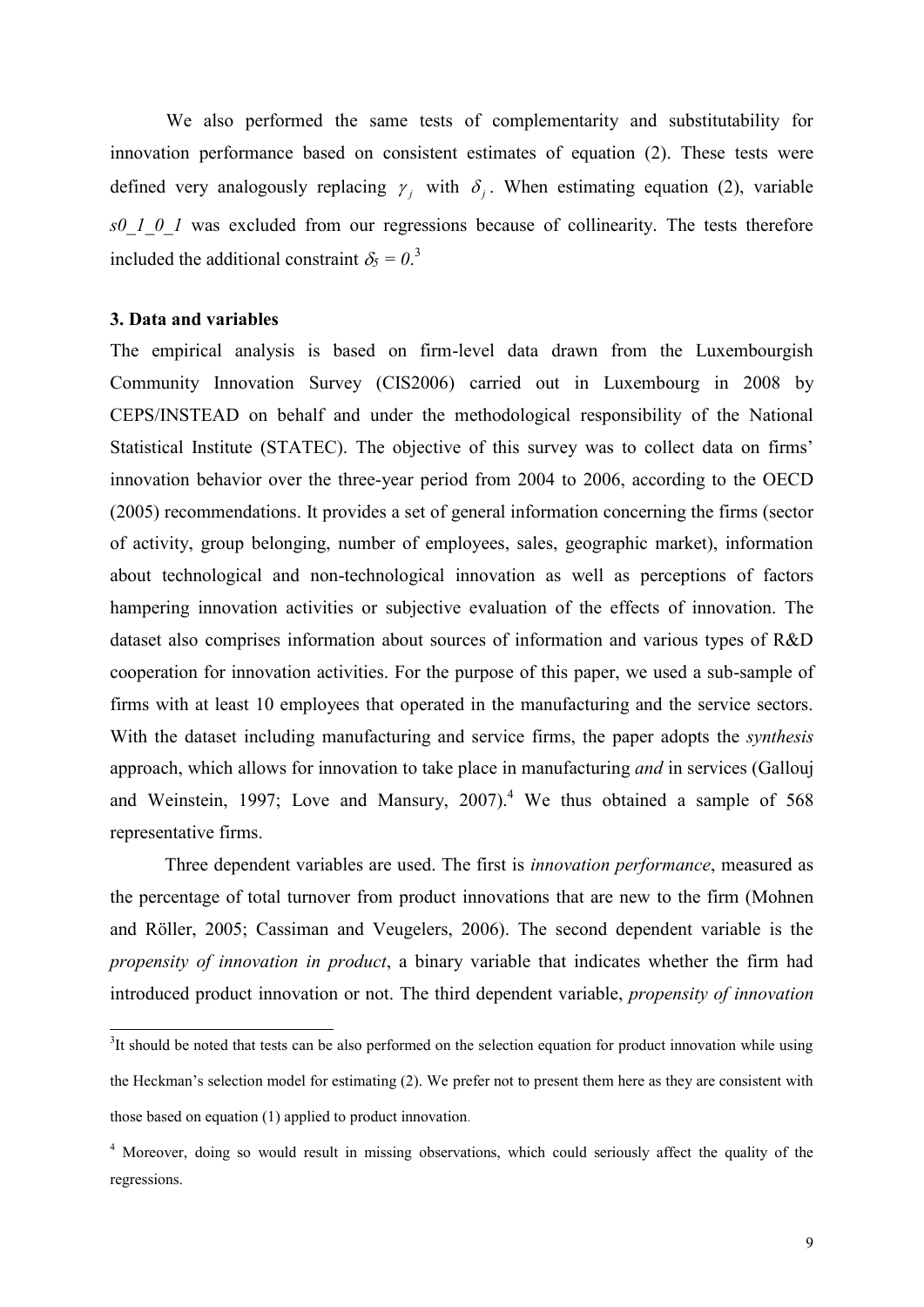We also performed the same tests of complementarity and substitutability for innovation performance based on consistent estimates of equation (2). These tests were defined very analogously replacing $\gamma_j$ with $\delta_j$. When estimating equation (2), variable *s0_1_0_1* was excluded from our regressions because of collinearity. The tests therefore included the additional constraint $\delta_5 = 0$.[3]

### 3. Data and variables

The empirical analysis is based on firm-level data drawn from the Luxembourgish Community Innovation Survey (CIS2006) carried out in Luxembourg in 2008 by CEPS/INSTEAD on behalf and under the methodological responsibility of the National Statistical Institute (STATEC). The objective of this survey was to collect data on firms' innovation behavior over the three-year period from 2004 to 2006, according to the OECD (2005) recommendations. It provides a set of general information concerning the firms (sector of activity, group belonging, number of employees, sales, geographic market), information about technological and non-technological innovation as well as perceptions of factors hampering innovation activities or subjective evaluation of the effects of innovation. The dataset also comprises information about sources of information and various types of R&D cooperation for innovation activities. For the purpose of this paper, we used a sub-sample of firms with at least 10 employees that operated in the manufacturing and the service sectors. With the dataset including manufacturing and service firms, the paper adopts the *synthesis* approach, which allows for innovation to take place in manufacturing *and* in services (Gallouj and Weinstein, 1997; Love and Mansury, 2007).[4] We thus obtained a sample of 568 representative firms.

Three dependent variables are used. The first is *innovation performance*, measured as the percentage of total turnover from product innovations that are new to the firm (Mohnen and Röller, 2005; Cassiman and Veugelers, 2006). The second dependent variable is the *propensity of innovation in product*, a binary variable that indicates whether the firm had introduced product innovation or not. The third dependent variable, *propensity of innovation*

---

[3] It should be noted that tests can be also performed on the selection equation for product innovation while using the Heckman's selection model for estimating (2). We prefer not to present them here as they are consistent with those based on equation (1) applied to product innovation.

[4] Moreover, doing so would result in missing observations, which could seriously affect the quality of the regressions.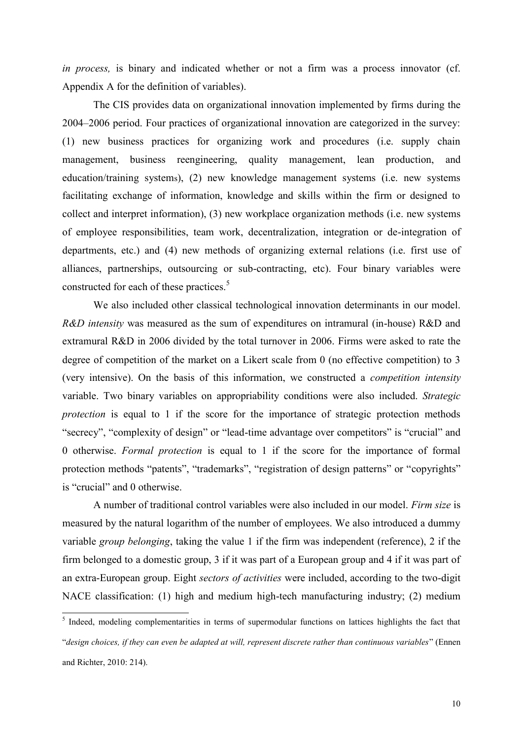*in process,* is binary and indicated whether or not a firm was a process innovator (cf. Appendix A for the definition of variables).

The CIS provides data on organizational innovation implemented by firms during the 2004–2006 period. Four practices of organizational innovation are categorized in the survey: (1) new business practices for organizing work and procedures (i.e. supply chain management, business reengineering, quality management, lean production, and education/training systems), (2) new knowledge management systems (i.e. new systems facilitating exchange of information, knowledge and skills within the firm or designed to collect and interpret information), (3) new workplace organization methods (i.e. new systems of employee responsibilities, team work, decentralization, integration or de-integration of departments, etc.) and (4) new methods of organizing external relations (i.e. first use of alliances, partnerships, outsourcing or sub-contracting, etc). Four binary variables were constructed for each of these practices.[5]

We also included other classical technological innovation determinants in our model. *R&D intensity* was measured as the sum of expenditures on intramural (in-house) R&D and extramural R&D in 2006 divided by the total turnover in 2006. Firms were asked to rate the degree of competition of the market on a Likert scale from 0 (no effective competition) to 3 (very intensive). On the basis of this information, we constructed a *competition intensity* variable. Two binary variables on appropriability conditions were also included. *Strategic protection* is equal to 1 if the score for the importance of strategic protection methods "secrecy", "complexity of design" or "lead-time advantage over competitors" is "crucial" and 0 otherwise. *Formal protection* is equal to 1 if the score for the importance of formal protection methods "patents", "trademarks", "registration of design patterns" or "copyrights" is "crucial" and 0 otherwise.

A number of traditional control variables were also included in our model. *Firm size* is measured by the natural logarithm of the number of employees. We also introduced a dummy variable *group belonging*, taking the value 1 if the firm was independent (reference), 2 if the firm belonged to a domestic group, 3 if it was part of a European group and 4 if it was part of an extra-European group. Eight *sectors of activities* were included, according to the two-digit NACE classification: (1) high and medium high-tech manufacturing industry; (2) medium

---

[5] Indeed, modeling complementarities in terms of supermodular functions on lattices highlights the fact that "*design choices, if they can even be adapted at will, represent discrete rather than continuous variables*" (Ennen and Richter, 2010: 214).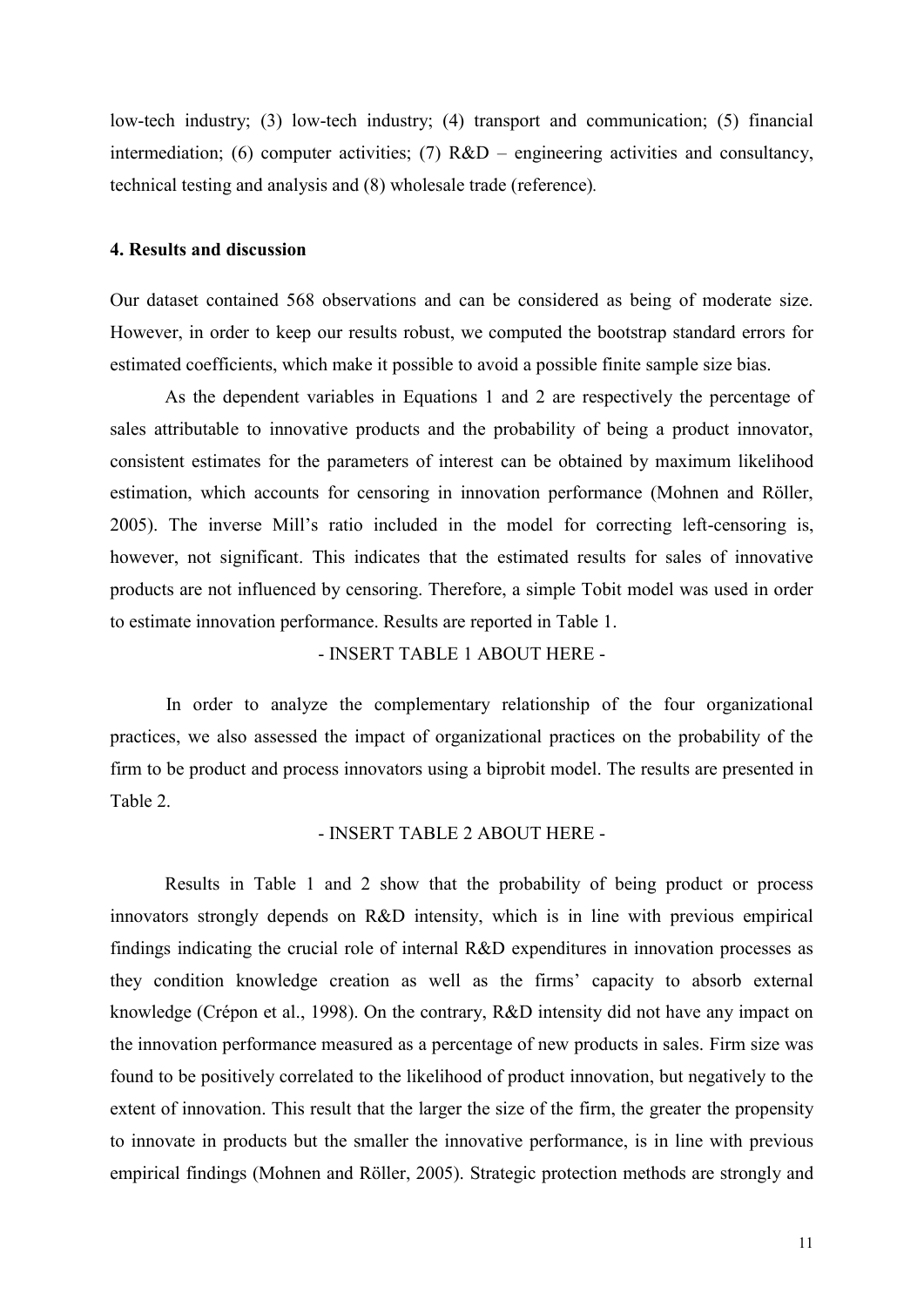low-tech industry; (3) low-tech industry; (4) transport and communication; (5) financial intermediation; (6) computer activities; (7) R&D – engineering activities and consultancy, technical testing and analysis and (8) wholesale trade (reference).

## 4. Results and discussion

Our dataset contained 568 observations and can be considered as being of moderate size. However, in order to keep our results robust, we computed the bootstrap standard errors for estimated coefficients, which make it possible to avoid a possible finite sample size bias.

As the dependent variables in Equations 1 and 2 are respectively the percentage of sales attributable to innovative products and the probability of being a product innovator, consistent estimates for the parameters of interest can be obtained by maximum likelihood estimation, which accounts for censoring in innovation performance (Mohnen and Röller, 2005). The inverse Mill's ratio included in the model for correcting left-censoring is, however, not significant. This indicates that the estimated results for sales of innovative products are not influenced by censoring. Therefore, a simple Tobit model was used in order to estimate innovation performance. Results are reported in Table 1.

- INSERT TABLE 1 ABOUT HERE -

In order to analyze the complementary relationship of the four organizational practices, we also assessed the impact of organizational practices on the probability of the firm to be product and process innovators using a biprobit model. The results are presented in Table 2.

- INSERT TABLE 2 ABOUT HERE -

Results in Table 1 and 2 show that the probability of being product or process innovators strongly depends on R&D intensity, which is in line with previous empirical findings indicating the crucial role of internal R&D expenditures in innovation processes as they condition knowledge creation as well as the firms' capacity to absorb external knowledge (Crépon et al., 1998). On the contrary, R&D intensity did not have any impact on the innovation performance measured as a percentage of new products in sales. Firm size was found to be positively correlated to the likelihood of product innovation, but negatively to the extent of innovation. This result that the larger the size of the firm, the greater the propensity to innovate in products but the smaller the innovative performance, is in line with previous empirical findings (Mohnen and Röller, 2005). Strategic protection methods are strongly and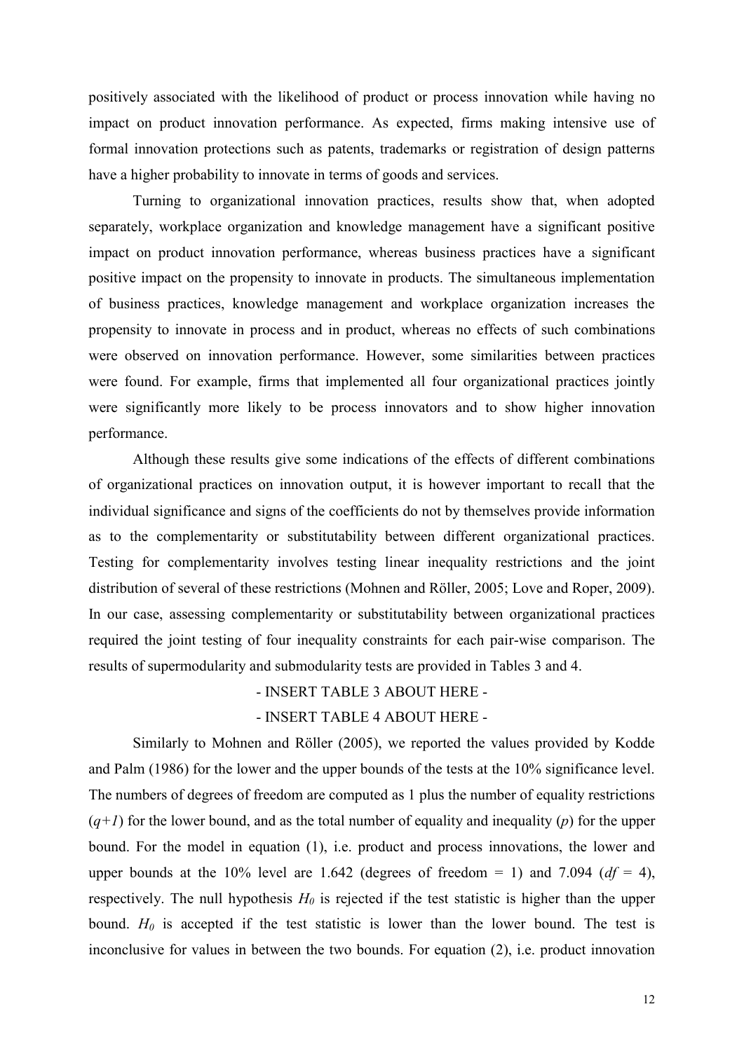positively associated with the likelihood of product or process innovation while having no impact on product innovation performance. As expected, firms making intensive use of formal innovation protections such as patents, trademarks or registration of design patterns have a higher probability to innovate in terms of goods and services.

Turning to organizational innovation practices, results show that, when adopted separately, workplace organization and knowledge management have a significant positive impact on product innovation performance, whereas business practices have a significant positive impact on the propensity to innovate in products. The simultaneous implementation of business practices, knowledge management and workplace organization increases the propensity to innovate in process and in product, whereas no effects of such combinations were observed on innovation performance. However, some similarities between practices were found. For example, firms that implemented all four organizational practices jointly were significantly more likely to be process innovators and to show higher innovation performance.

Although these results give some indications of the effects of different combinations of organizational practices on innovation output, it is however important to recall that the individual significance and signs of the coefficients do not by themselves provide information as to the complementarity or substitutability between different organizational practices. Testing for complementarity involves testing linear inequality restrictions and the joint distribution of several of these restrictions (Mohnen and Röller, 2005; Love and Roper, 2009). In our case, assessing complementarity or substitutability between organizational practices required the joint testing of four inequality constraints for each pair-wise comparison. The results of supermodularity and submodularity tests are provided in Tables 3 and 4.

- INSERT TABLE 3 ABOUT HERE -

- INSERT TABLE 4 ABOUT HERE -

Similarly to Mohnen and Röller (2005), we reported the values provided by Kodde and Palm (1986) for the lower and the upper bounds of the tests at the 10% significance level. The numbers of degrees of freedom are computed as 1 plus the number of equality restrictions ($q+1$) for the lower bound, and as the total number of equality and inequality ($p$) for the upper bound. For the model in equation (1), i.e. product and process innovations, the lower and upper bounds at the 10% level are 1.642 (degrees of freedom = 1) and 7.094 ($df$ = 4), respectively. The null hypothesis $H_0$ is rejected if the test statistic is higher than the upper bound. $H_0$ is accepted if the test statistic is lower than the lower bound. The test is inconclusive for values in between the two bounds. For equation (2), i.e. product innovation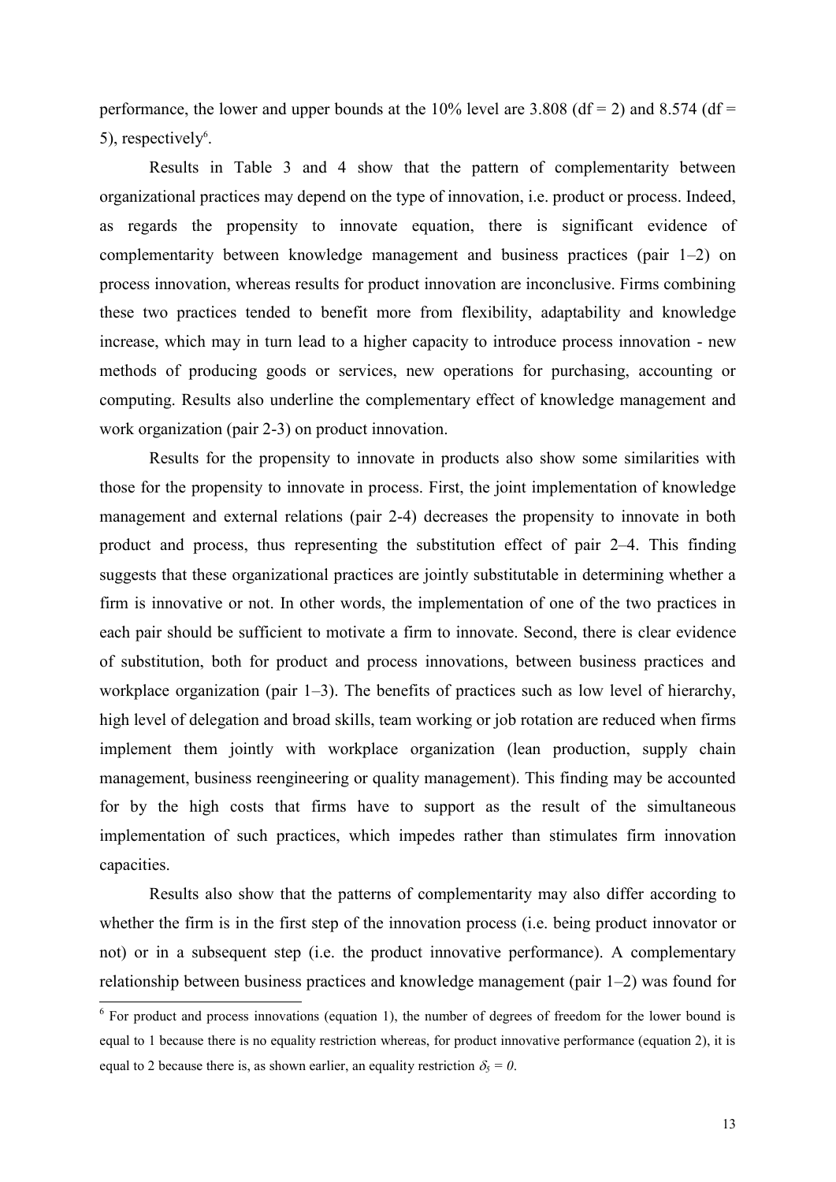performance, the lower and upper bounds at the 10% level are 3.808 (df = 2) and 8.574 (df = 5), respectively[6].

Results in Table 3 and 4 show that the pattern of complementarity between organizational practices may depend on the type of innovation, i.e. product or process. Indeed, as regards the propensity to innovate equation, there is significant evidence of complementarity between knowledge management and business practices (pair 1–2) on process innovation, whereas results for product innovation are inconclusive. Firms combining these two practices tended to benefit more from flexibility, adaptability and knowledge increase, which may in turn lead to a higher capacity to introduce process innovation - new methods of producing goods or services, new operations for purchasing, accounting or computing. Results also underline the complementary effect of knowledge management and work organization (pair 2-3) on product innovation.

Results for the propensity to innovate in products also show some similarities with those for the propensity to innovate in process. First, the joint implementation of knowledge management and external relations (pair 2-4) decreases the propensity to innovate in both product and process, thus representing the substitution effect of pair 2–4. This finding suggests that these organizational practices are jointly substitutable in determining whether a firm is innovative or not. In other words, the implementation of one of the two practices in each pair should be sufficient to motivate a firm to innovate. Second, there is clear evidence of substitution, both for product and process innovations, between business practices and workplace organization (pair 1–3). The benefits of practices such as low level of hierarchy, high level of delegation and broad skills, team working or job rotation are reduced when firms implement them jointly with workplace organization (lean production, supply chain management, business reengineering or quality management). This finding may be accounted for by the high costs that firms have to support as the result of the simultaneous implementation of such practices, which impedes rather than stimulates firm innovation capacities.

Results also show that the patterns of complementarity may also differ according to whether the firm is in the first step of the innovation process (i.e. being product innovator or not) or in a subsequent step (i.e. the product innovative performance). A complementary relationship between business practices and knowledge management (pair 1–2) was found for

[6] For product and process innovations (equation 1), the number of degrees of freedom for the lower bound is equal to 1 because there is no equality restriction whereas, for product innovative performance (equation 2), it is equal to 2 because there is, as shown earlier, an equality restriction $\delta_5 = 0$.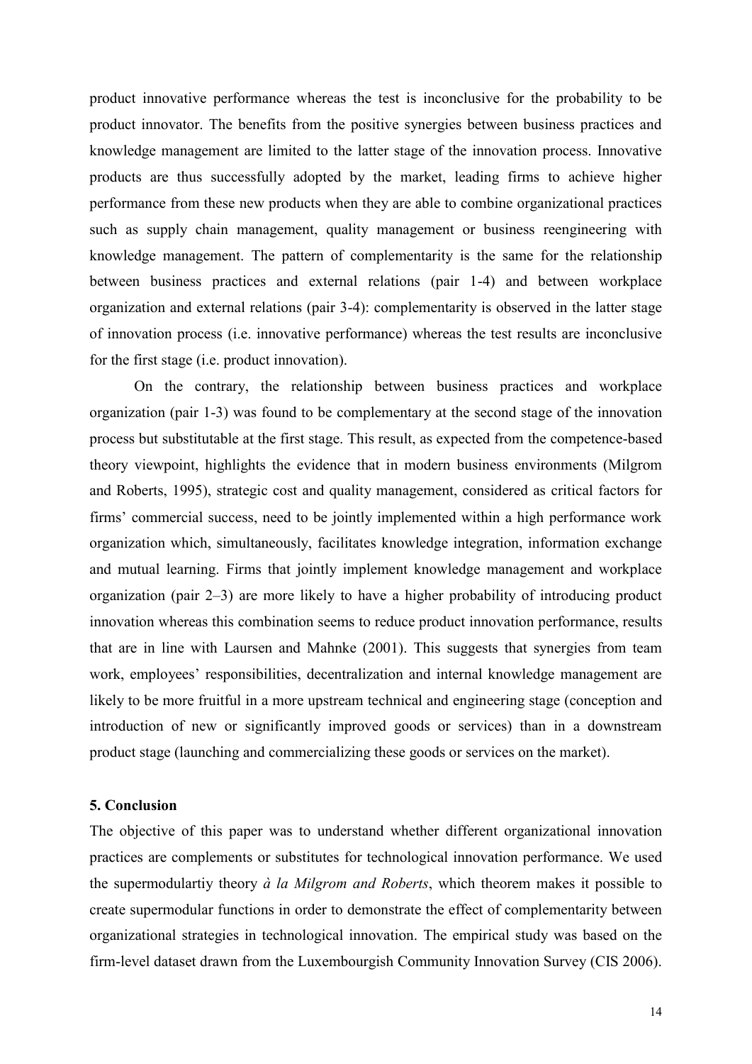product innovative performance whereas the test is inconclusive for the probability to be product innovator. The benefits from the positive synergies between business practices and knowledge management are limited to the latter stage of the innovation process. Innovative products are thus successfully adopted by the market, leading firms to achieve higher performance from these new products when they are able to combine organizational practices such as supply chain management, quality management or business reengineering with knowledge management. The pattern of complementarity is the same for the relationship between business practices and external relations (pair 1-4) and between workplace organization and external relations (pair 3-4): complementarity is observed in the latter stage of innovation process (i.e. innovative performance) whereas the test results are inconclusive for the first stage (i.e. product innovation).

On the contrary, the relationship between business practices and workplace organization (pair 1-3) was found to be complementary at the second stage of the innovation process but substitutable at the first stage. This result, as expected from the competence-based theory viewpoint, highlights the evidence that in modern business environments (Milgrom and Roberts, 1995), strategic cost and quality management, considered as critical factors for firms' commercial success, need to be jointly implemented within a high performance work organization which, simultaneously, facilitates knowledge integration, information exchange and mutual learning. Firms that jointly implement knowledge management and workplace organization (pair 2–3) are more likely to have a higher probability of introducing product innovation whereas this combination seems to reduce product innovation performance, results that are in line with Laursen and Mahnke (2001). This suggests that synergies from team work, employees' responsibilities, decentralization and internal knowledge management are likely to be more fruitful in a more upstream technical and engineering stage (conception and introduction of new or significantly improved goods or services) than in a downstream product stage (launching and commercializing these goods or services on the market).

## 5. Conclusion

The objective of this paper was to understand whether different organizational innovation practices are complements or substitutes for technological innovation performance. We used the supermodulartiy theory *à la Milgrom and Roberts*, which theorem makes it possible to create supermodular functions in order to demonstrate the effect of complementarity between organizational strategies in technological innovation. The empirical study was based on the firm-level dataset drawn from the Luxembourgish Community Innovation Survey (CIS 2006).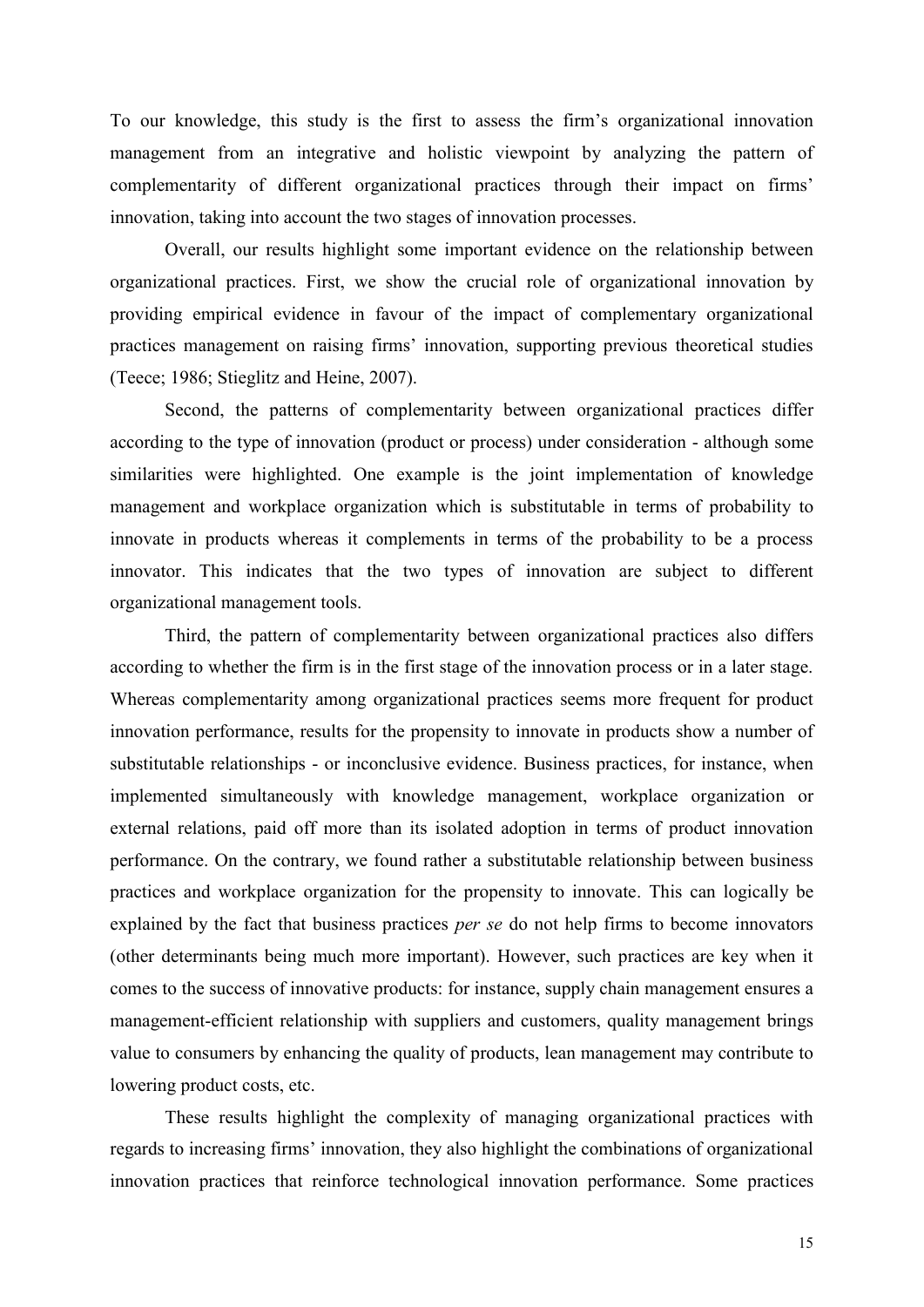To our knowledge, this study is the first to assess the firm's organizational innovation management from an integrative and holistic viewpoint by analyzing the pattern of complementarity of different organizational practices through their impact on firms' innovation, taking into account the two stages of innovation processes.

Overall, our results highlight some important evidence on the relationship between organizational practices. First, we show the crucial role of organizational innovation by providing empirical evidence in favour of the impact of complementary organizational practices management on raising firms' innovation, supporting previous theoretical studies (Teece; 1986; Stieglitz and Heine, 2007).

Second, the patterns of complementarity between organizational practices differ according to the type of innovation (product or process) under consideration - although some similarities were highlighted. One example is the joint implementation of knowledge management and workplace organization which is substitutable in terms of probability to innovate in products whereas it complements in terms of the probability to be a process innovator. This indicates that the two types of innovation are subject to different organizational management tools.

Third, the pattern of complementarity between organizational practices also differs according to whether the firm is in the first stage of the innovation process or in a later stage. Whereas complementarity among organizational practices seems more frequent for product innovation performance, results for the propensity to innovate in products show a number of substitutable relationships - or inconclusive evidence. Business practices, for instance, when implemented simultaneously with knowledge management, workplace organization or external relations, paid off more than its isolated adoption in terms of product innovation performance. On the contrary, we found rather a substitutable relationship between business practices and workplace organization for the propensity to innovate. This can logically be explained by the fact that business practices *per se* do not help firms to become innovators (other determinants being much more important). However, such practices are key when it comes to the success of innovative products: for instance, supply chain management ensures a management-efficient relationship with suppliers and customers, quality management brings value to consumers by enhancing the quality of products, lean management may contribute to lowering product costs, etc.

These results highlight the complexity of managing organizational practices with regards to increasing firms' innovation, they also highlight the combinations of organizational innovation practices that reinforce technological innovation performance. Some practices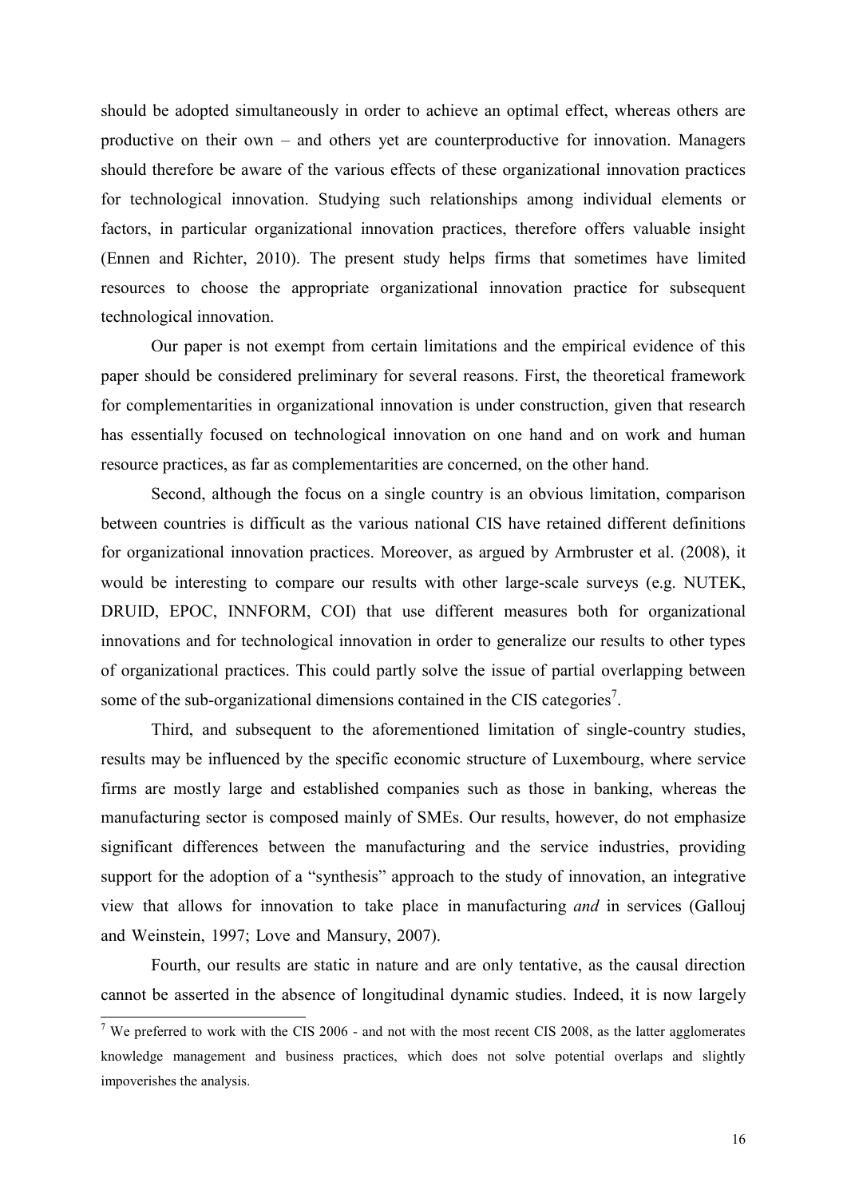should be adopted simultaneously in order to achieve an optimal effect, whereas others are productive on their own – and others yet are counterproductive for innovation. Managers should therefore be aware of the various effects of these organizational innovation practices for technological innovation. Studying such relationships among individual elements or factors, in particular organizational innovation practices, therefore offers valuable insight (Ennen and Richter, 2010). The present study helps firms that sometimes have limited resources to choose the appropriate organizational innovation practice for subsequent technological innovation.

Our paper is not exempt from certain limitations and the empirical evidence of this paper should be considered preliminary for several reasons. First, the theoretical framework for complementarities in organizational innovation is under construction, given that research has essentially focused on technological innovation on one hand and on work and human resource practices, as far as complementarities are concerned, on the other hand.

Second, although the focus on a single country is an obvious limitation, comparison between countries is difficult as the various national CIS have retained different definitions for organizational innovation practices. Moreover, as argued by Armbruster et al. (2008), it would be interesting to compare our results with other large-scale surveys (e.g. NUTEK, DRUID, EPOC, INNFORM, COI) that use different measures both for organizational innovations and for technological innovation in order to generalize our results to other types of organizational practices. This could partly solve the issue of partial overlapping between some of the sub-organizational dimensions contained in the CIS categories[7].

Third, and subsequent to the aforementioned limitation of single-country studies, results may be influenced by the specific economic structure of Luxembourg, where service firms are mostly large and established companies such as those in banking, whereas the manufacturing sector is composed mainly of SMEs. Our results, however, do not emphasize significant differences between the manufacturing and the service industries, providing support for the adoption of a "synthesis" approach to the study of innovation, an integrative view that allows for innovation to take place in manufacturing *and* in services (Gallouj and Weinstein, 1997; Love and Mansury, 2007).

Fourth, our results are static in nature and are only tentative, as the causal direction cannot be asserted in the absence of longitudinal dynamic studies. Indeed, it is now largely

[7] We preferred to work with the CIS 2006 - and not with the most recent CIS 2008, as the latter agglomerates knowledge management and business practices, which does not solve potential overlaps and slightly impoverishes the analysis.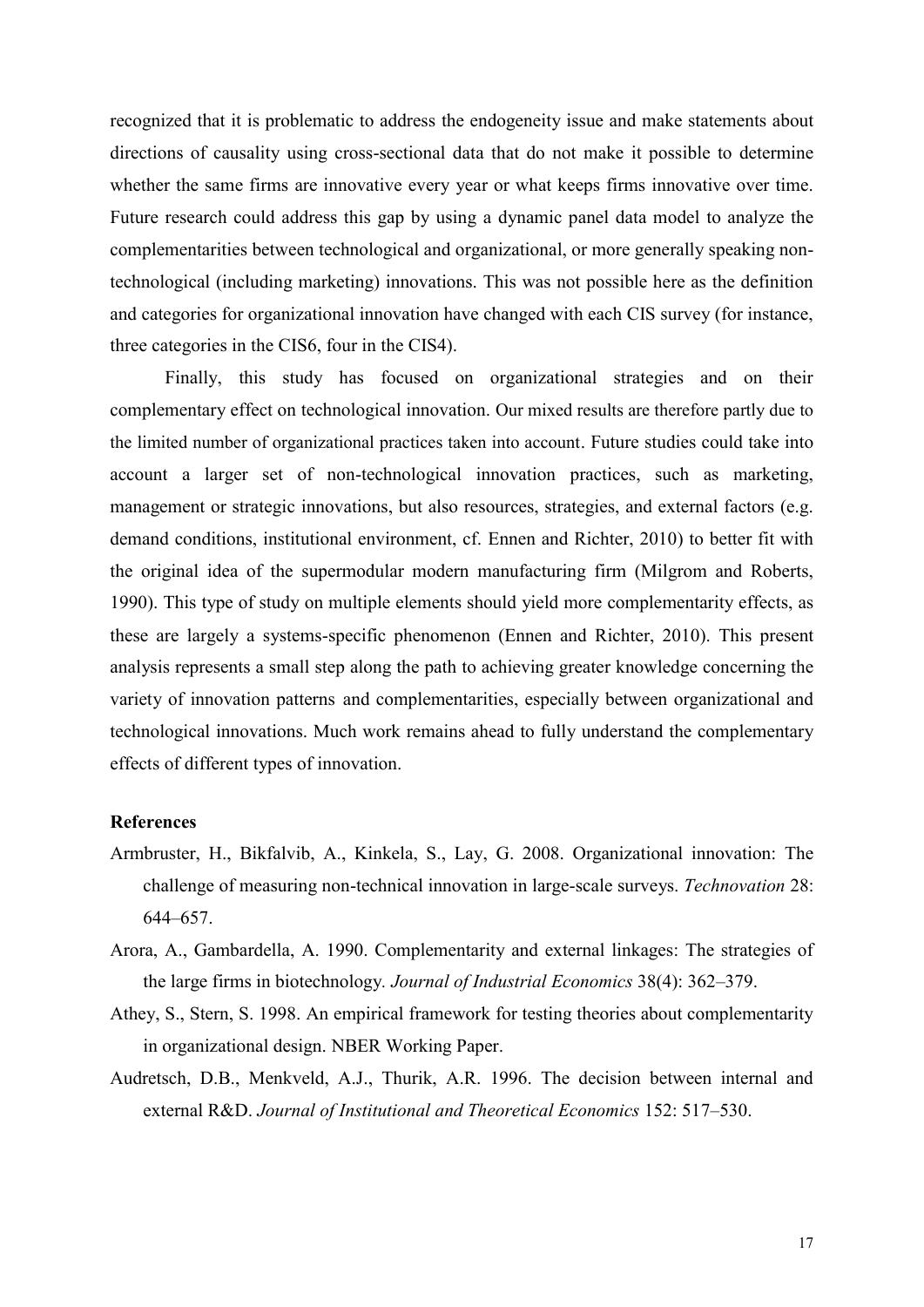recognized that it is problematic to address the endogeneity issue and make statements about directions of causality using cross-sectional data that do not make it possible to determine whether the same firms are innovative every year or what keeps firms innovative over time. Future research could address this gap by using a dynamic panel data model to analyze the complementarities between technological and organizational, or more generally speaking non-technological (including marketing) innovations. This was not possible here as the definition and categories for organizational innovation have changed with each CIS survey (for instance, three categories in the CIS6, four in the CIS4).

Finally, this study has focused on organizational strategies and on their complementary effect on technological innovation. Our mixed results are therefore partly due to the limited number of organizational practices taken into account. Future studies could take into account a larger set of non-technological innovation practices, such as marketing, management or strategic innovations, but also resources, strategies, and external factors (e.g. demand conditions, institutional environment, cf. Ennen and Richter, 2010) to better fit with the original idea of the supermodular modern manufacturing firm (Milgrom and Roberts, 1990). This type of study on multiple elements should yield more complementarity effects, as these are largely a systems-specific phenomenon (Ennen and Richter, 2010). This present analysis represents a small step along the path to achieving greater knowledge concerning the variety of innovation patterns and complementarities, especially between organizational and technological innovations. Much work remains ahead to fully understand the complementary effects of different types of innovation.

**References**

Armbruster, H., Bikfalvib, A., Kinkela, S., Lay, G. 2008. Organizational innovation: The challenge of measuring non-technical innovation in large-scale surveys. *Technovation* 28: 644–657.

Arora, A., Gambardella, A. 1990. Complementarity and external linkages: The strategies of the large firms in biotechnology. *Journal of Industrial Economics* 38(4): 362–379.

Athey, S., Stern, S. 1998. An empirical framework for testing theories about complementarity in organizational design. NBER Working Paper.

Audretsch, D.B., Menkveld, A.J., Thurik, A.R. 1996. The decision between internal and external R&D. *Journal of Institutional and Theoretical Economics* 152: 517–530.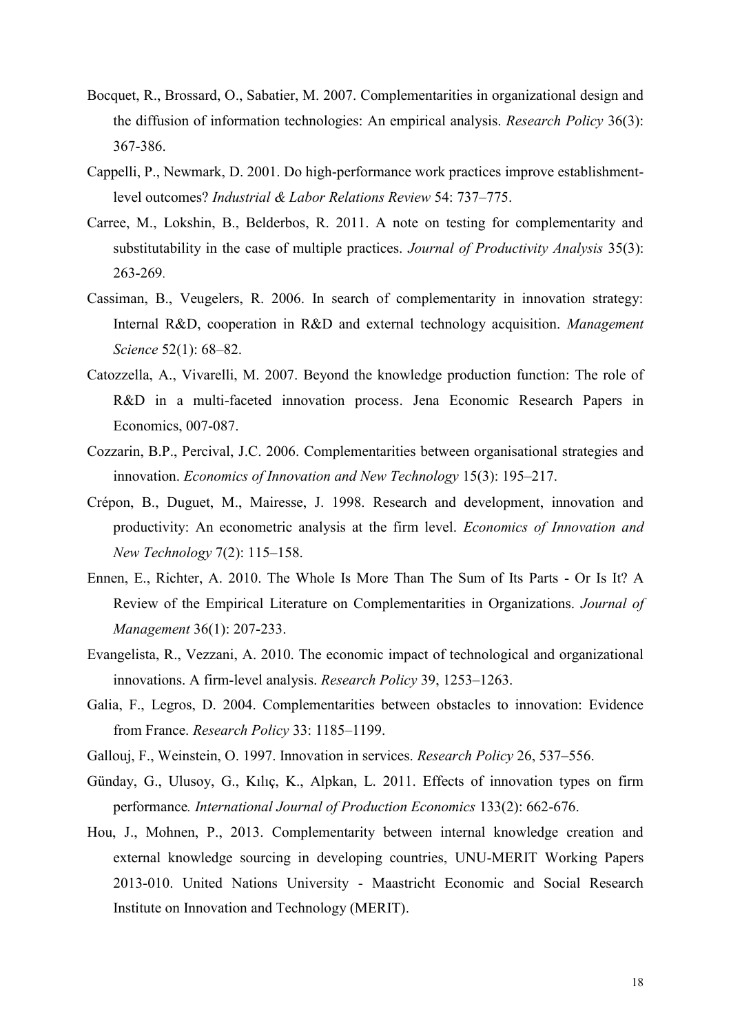Bocquet, R., Brossard, O., Sabatier, M. 2007. Complementarities in organizational design and the diffusion of information technologies: An empirical analysis. *Research Policy* 36(3): 367-386.

Cappelli, P., Newmark, D. 2001. Do high-performance work practices improve establishment-level outcomes? *Industrial & Labor Relations Review* 54: 737–775.

Carree, M., Lokshin, B., Belderbos, R. 2011. A note on testing for complementarity and substitutability in the case of multiple practices. *Journal of Productivity Analysis* 35(3): 263-269.

Cassiman, B., Veugelers, R. 2006. In search of complementarity in innovation strategy: Internal R&D, cooperation in R&D and external technology acquisition. *Management Science* 52(1): 68–82.

Catozzella, A., Vivarelli, M. 2007. Beyond the knowledge production function: The role of R&D in a multi-faceted innovation process. Jena Economic Research Papers in Economics, 007-087.

Cozzarin, B.P., Percival, J.C. 2006. Complementarities between organisational strategies and innovation. *Economics of Innovation and New Technology* 15(3): 195–217.

Crépon, B., Duguet, M., Mairesse, J. 1998. Research and development, innovation and productivity: An econometric analysis at the firm level. *Economics of Innovation and New Technology* 7(2): 115–158.

Ennen, E., Richter, A. 2010. The Whole Is More Than The Sum of Its Parts - Or Is It? A Review of the Empirical Literature on Complementarities in Organizations. *Journal of Management* 36(1): 207-233.

Evangelista, R., Vezzani, A. 2010. The economic impact of technological and organizational innovations. A firm-level analysis. *Research Policy* 39, 1253–1263.

Galia, F., Legros, D. 2004. Complementarities between obstacles to innovation: Evidence from France. *Research Policy* 33: 1185–1199.

Gallouj, F., Weinstein, O. 1997. Innovation in services. *Research Policy* 26, 537–556.

Günday, G., Ulusoy, G., Kılıç, K., Alpkan, L. 2011. Effects of innovation types on firm performance*. International Journal of Production Economics* 133(2): 662-676.

Hou, J., Mohnen, P., 2013. Complementarity between internal knowledge creation and external knowledge sourcing in developing countries, UNU-MERIT Working Papers 2013-010. United Nations University - Maastricht Economic and Social Research Institute on Innovation and Technology (MERIT).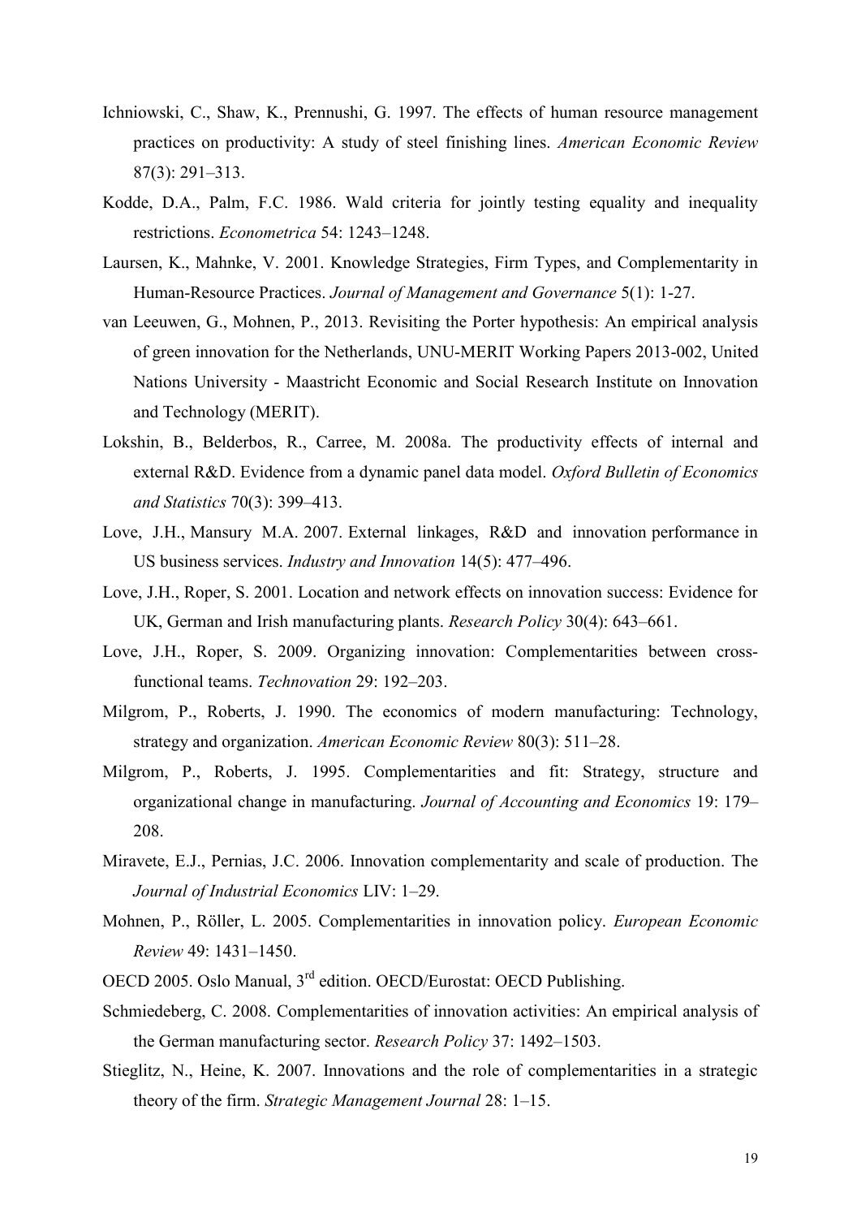Ichniowski, C., Shaw, K., Prennushi, G. 1997. The effects of human resource management practices on productivity: A study of steel finishing lines. *American Economic Review* 87(3): 291–313.

Kodde, D.A., Palm, F.C. 1986. Wald criteria for jointly testing equality and inequality restrictions. *Econometrica* 54: 1243–1248.

Laursen, K., Mahnke, V. 2001. Knowledge Strategies, Firm Types, and Complementarity in Human-Resource Practices. *Journal of Management and Governance* 5(1): 1-27.

van Leeuwen, G., Mohnen, P., 2013. Revisiting the Porter hypothesis: An empirical analysis of green innovation for the Netherlands, UNU-MERIT Working Papers 2013-002, United Nations University - Maastricht Economic and Social Research Institute on Innovation and Technology (MERIT).

Lokshin, B., Belderbos, R., Carree, M. 2008a. The productivity effects of internal and external R&D. Evidence from a dynamic panel data model. *Oxford Bulletin of Economics and Statistics* 70(3): 399–413.

Love, J.H., Mansury M.A. 2007. External linkages, R&D and innovation performance in US business services. *Industry and Innovation* 14(5): 477–496.

Love, J.H., Roper, S. 2001. Location and network effects on innovation success: Evidence for UK, German and Irish manufacturing plants. *Research Policy* 30(4): 643–661.

Love, J.H., Roper, S. 2009. Organizing innovation: Complementarities between cross-functional teams. *Technovation* 29: 192–203.

Milgrom, P., Roberts, J. 1990. The economics of modern manufacturing: Technology, strategy and organization. *American Economic Review* 80(3): 511–28.

Milgrom, P., Roberts, J. 1995. Complementarities and fit: Strategy, structure and organizational change in manufacturing. *Journal of Accounting and Economics* 19: 179–208.

Miravete, E.J., Pernias, J.C. 2006. Innovation complementarity and scale of production. The *Journal of Industrial Economics* LIV: 1–29.

Mohnen, P., Röller, L. 2005. Complementarities in innovation policy. *European Economic Review* 49: 1431–1450.

OECD 2005. Oslo Manual, 3rd edition. OECD/Eurostat: OECD Publishing.

Schmiedeberg, C. 2008. Complementarities of innovation activities: An empirical analysis of the German manufacturing sector. *Research Policy* 37: 1492–1503.

Stieglitz, N., Heine, K. 2007. Innovations and the role of complementarities in a strategic theory of the firm. *Strategic Management Journal* 28: 1–15.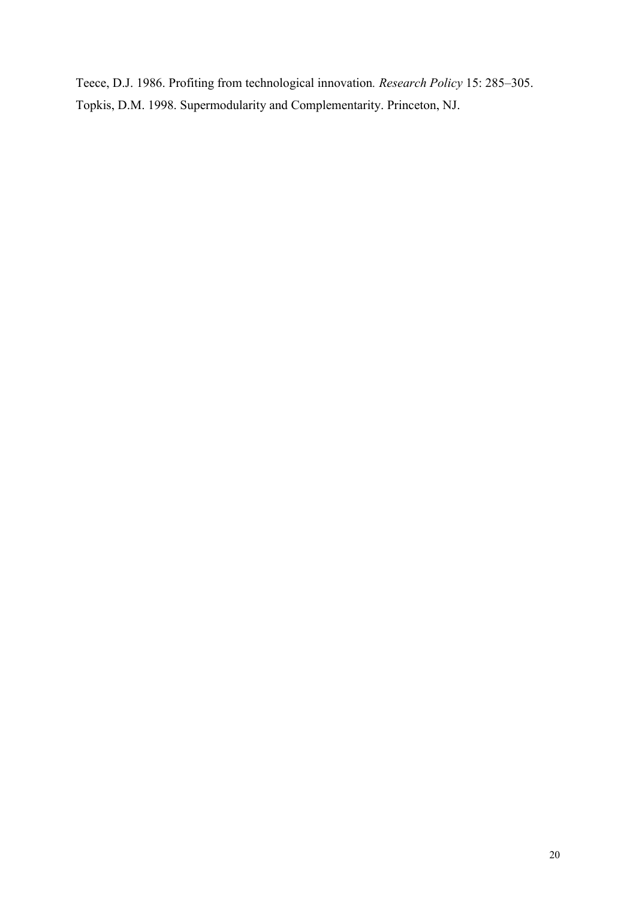Teece, D.J. 1986. Profiting from technological innovation. *Research Policy* 15: 285–305.

Topkis, D.M. 1998. Supermodularity and Complementarity. Princeton, NJ.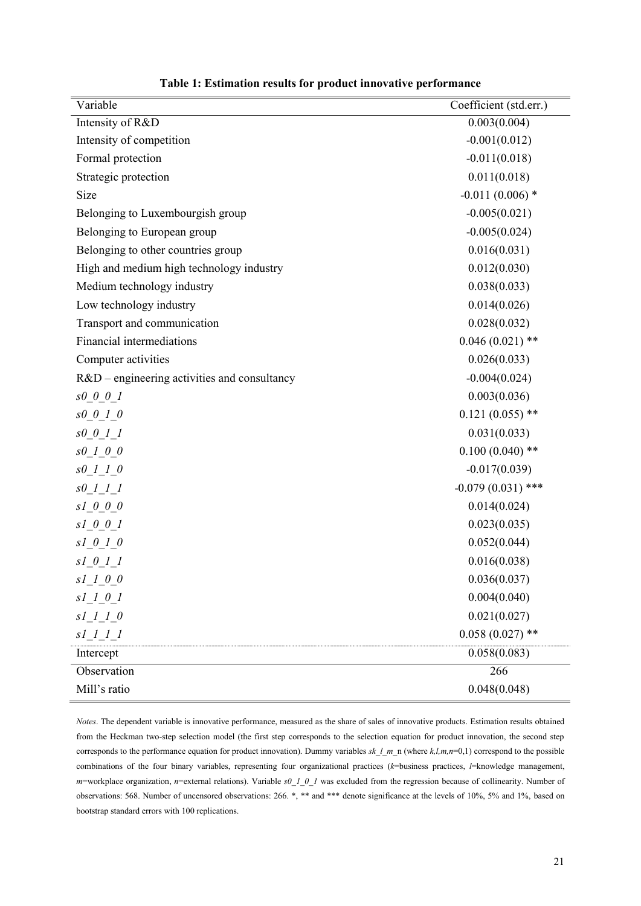**Table 1: Estimation results for product innovative performance**

| Variable | Coefficient (std.err.) |
|---|---|
| Intensity of R&D | 0.003(0.004) |
| Intensity of competition | -0.001(0.012) |
| Formal protection | -0.011(0.018) |
| Strategic protection | 0.011(0.018) |
| Size | -0.011 (0.006) * |
| Belonging to Luxembourgish group | -0.005(0.021) |
| Belonging to European group | -0.005(0.024) |
| Belonging to other countries group | 0.016(0.031) |
| High and medium high technology industry | 0.012(0.030) |
| Medium technology industry | 0.038(0.033) |
| Low technology industry | 0.014(0.026) |
| Transport and communication | 0.028(0.032) |
| Financial intermediations | 0.046 (0.021) ** |
| Computer activities | 0.026(0.033) |
| R&D – engineering activities and consultancy | -0.004(0.024) |
| *s0_0_0_1* | 0.003(0.036) |
| *s0_0_1_0* | 0.121 (0.055) ** |
| *s0_0_1_1* | 0.031(0.033) |
| *s0_1_0_0* | 0.100 (0.040) ** |
| *s0_1_1_0* | -0.017(0.039) |
| *s0_1_1_1* | -0.079 (0.031) *** |
| *s1_0_0_0* | 0.014(0.024) |
| *s1_0_0_1* | 0.023(0.035) |
| *s1_0_1_0* | 0.052(0.044) |
| *s1_0_1_1* | 0.016(0.038) |
| *s1_1_0_0* | 0.036(0.037) |
| *s1_1_0_1* | 0.004(0.040) |
| *s1_1_1_0* | 0.021(0.027) |
| *s1_1_1_1* | 0.058 (0.027) ** |
| Intercept | 0.058(0.083) |
| Observation | 266 |
| Mill's ratio | 0.048(0.048) |

*Notes*. The dependent variable is innovative performance, measured as the share of sales of innovative products. Estimation results obtained from the Heckman two-step selection model (the first step corresponds to the selection equation for product innovation, the second step corresponds to the performance equation for product innovation). Dummy variables *sk_l_m*_n (where *k,l,m,n*=0,1) correspond to the possible combinations of the four binary variables, representing four organizational practices (*k*=business practices, *l*=knowledge management, *m*=workplace organization, *n*=external relations). Variable *s0_1_0_1* was excluded from the regression because of collinearity. Number of observations: 568. Number of uncensored observations: 266. *, ** and *** denote significance at the levels of 10%, 5% and 1%, based on bootstrap standard errors with 100 replications.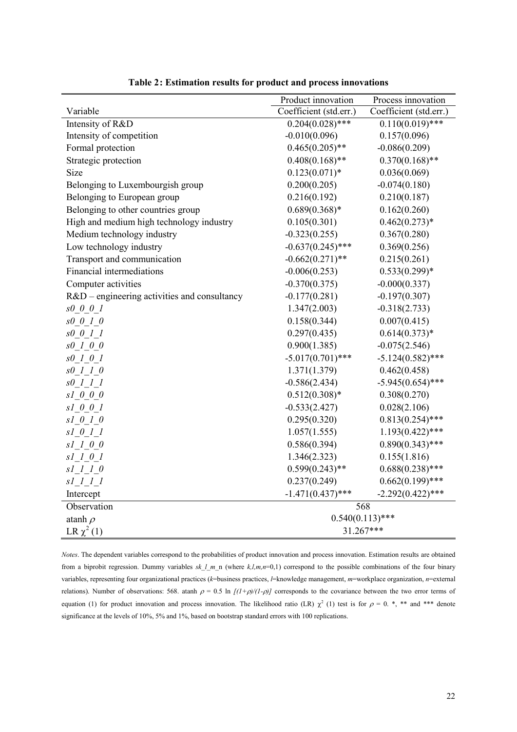**Table 2: Estimation results for product and process innovations**

| | Product innovation | Process innovation |
|---|---|---|
| Variable | Coefficient (std.err.) | Coefficient (std.err.) |
| Intensity of R&D | 0.204(0.028)*** | 0.110(0.019)*** |
| Intensity of competition | -0.010(0.096) | 0.157(0.096) |
| Formal protection | 0.465(0.205)** | -0.086(0.209) |
| Strategic protection | 0.408(0.168)** | 0.370(0.168)** |
| Size | 0.123(0.071)* | 0.036(0.069) |
| Belonging to Luxembourgish group | 0.200(0.205) | -0.074(0.180) |
| Belonging to European group | 0.216(0.192) | 0.210(0.187) |
| Belonging to other countries group | 0.689(0.368)* | 0.162(0.260) |
| High and medium high technology industry | 0.105(0.301) | 0.462(0.273)* |
| Medium technology industry | -0.323(0.255) | 0.367(0.280) |
| Low technology industry | -0.637(0.245)*** | 0.369(0.256) |
| Transport and communication | -0.662(0.271)** | 0.215(0.261) |
| Financial intermediations | -0.006(0.253) | 0.533(0.299)* |
| Computer activities | -0.370(0.375) | -0.000(0.337) |
| R&D – engineering activities and consultancy | -0.177(0.281) | -0.197(0.307) |
| *s0_0_0_1* | 1.347(2.003) | -0.318(2.733) |
| *s0_0_1_0* | 0.158(0.344) | 0.007(0.415) |
| *s0_0_1_1* | 0.297(0.435) | 0.614(0.373)* |
| *s0_1_0_0* | 0.900(1.385) | -0.075(2.546) |
| *s0_1_0_1* | -5.017(0.701)*** | -5.124(0.582)*** |
| *s0_1_1_0* | 1.371(1.379) | 0.462(0.458) |
| *s0_1_1_1* | -0.586(2.434) | -5.945(0.654)*** |
| *s1_0_0_0* | 0.512(0.308)* | 0.308(0.270) |
| *s1_0_0_1* | -0.533(2.427) | 0.028(2.106) |
| *s1_0_1_0* | 0.295(0.320) | 0.813(0.254)*** |
| *s1_0_1_1* | 1.057(1.555) | 1.193(0.422)*** |
| *s1_1_0_0* | 0.586(0.394) | 0.890(0.343)*** |
| *s1_1_0_1* | 1.346(2.323) | 0.155(1.816) |
| *s1_1_1_0* | 0.599(0.243)** | 0.688(0.238)*** |
| *s1_1_1_1* | 0.237(0.249) | 0.662(0.199)*** |
| Intercept | -1.471(0.437)*** | -2.292(0.422)*** |
| Observation | 568 | |
| atanh $\rho$ | 0.540(0.113)*** | |
| LR $\chi^2(1)$ | 31.267*** | |

*Notes*. The dependent variables correspond to the probabilities of product innovation and process innovation. Estimation results are obtained from a biprobit regression. Dummy variables *sk_l_m_*n (where *k,l,m,n*=0,1) correspond to the possible combinations of the four binary variables, representing four organizational practices (*k*=business practices, *l*=knowledge management, *m*=workplace organization, *n*=external relations). Number of observations: 568. atanh $\rho = 0.5 \ln [(1+\rho)/(1-\rho)]$ corresponds to the covariance between the two error terms of equation (1) for product innovation and process innovation. The likelihood ratio (LR) $\chi^2$ (1) test is for $\rho = 0$. *, ** and *** denote significance at the levels of 10%, 5% and 1%, based on bootstrap standard errors with 100 replications.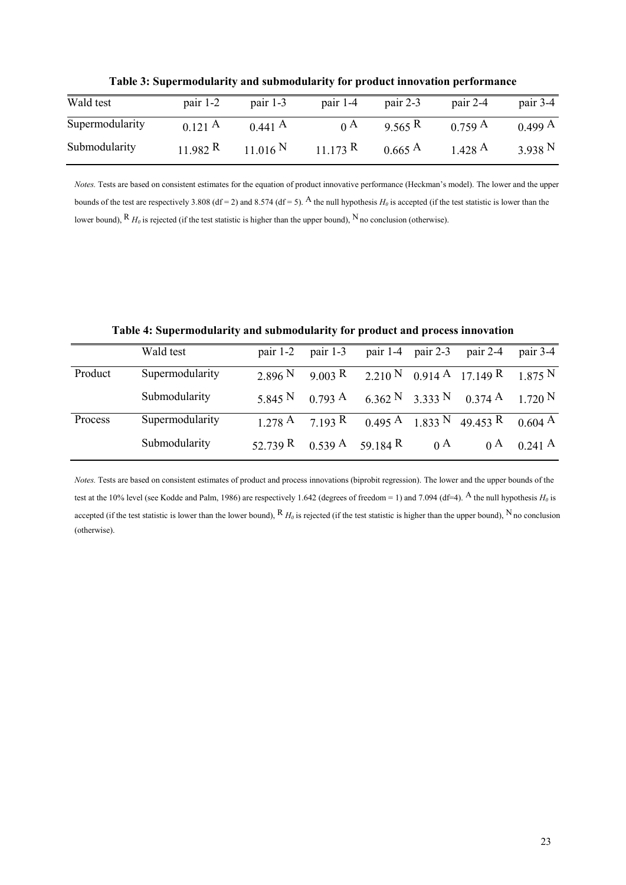**Table 3: Supermodularity and submodularity for product innovation performance**

| Wald test | pair 1-2 | pair 1-3 | pair 1-4 | pair 2-3 | pair 2-4 | pair 3-4 |
|---|---|---|---|---|---|---|
| Supermodularity | 0.121 $^{A}$ | 0.441 $^{A}$ | 0 $^{A}$ | 9.565 $^{R}$ | 0.759 $^{A}$ | 0.499 $^{A}$ |
| Submodularity | 11.982 $^{R}$ | 11.016 $^{N}$ | 11.173 $^{R}$ | 0.665 $^{A}$ | 1.428 $^{A}$ | 3.938 $^{N}$ |

*Notes.* Tests are based on consistent estimates for the equation of product innovative performance (Heckman's model). The lower and the upper bounds of the test are respectively 3.808 (df = 2) and 8.574 (df = 5). $^{A}$ the null hypothesis $H_0$ is accepted (if the test statistic is lower than the lower bound), $^{R}$ $H_0$ is rejected (if the test statistic is higher than the upper bound), $^{N}$ no conclusion (otherwise).

**Table 4: Supermodularity and submodularity for product and process innovation**

| | Wald test | pair 1-2 | pair 1-3 | pair 1-4 | pair 2-3 | pair 2-4 | pair 3-4 |
|---|---|---|---|---|---|---|---|
| Product | Supermodularity | 2.896 $^{N}$ | 9.003 $^{R}$ | 2.210 $^{N}$ | 0.914 $^{A}$ | 17.149 $^{R}$ | 1.875 $^{N}$ |
| | Submodularity | 5.845 $^{N}$ | 0.793 $^{A}$ | 6.362 $^{N}$ | 3.333 $^{N}$ | 0.374 $^{A}$ | 1.720 $^{N}$ |
| Process | Supermodularity | 1.278 $^{A}$ | 7.193 $^{R}$ | 0.495 $^{A}$ | 1.833 $^{N}$ | 49.453 $^{R}$ | 0.604 $^{A}$ |
| | Submodularity | 52.739 $^{R}$ | 0.539 $^{A}$ | 59.184 $^{R}$ | 0 $^{A}$ | 0 $^{A}$ | 0.241 $^{A}$ |

*Notes.* Tests are based on consistent estimates of product and process innovations (biprobit regression). The lower and the upper bounds of the test at the 10% level (see Kodde and Palm, 1986) are respectively 1.642 (degrees of freedom = 1) and 7.094 (df=4). $^{A}$ the null hypothesis $H_0$ is accepted (if the test statistic is lower than the lower bound), $^{R}$ $H_0$ is rejected (if the test statistic is higher than the upper bound), $^{N}$ no conclusion (otherwise).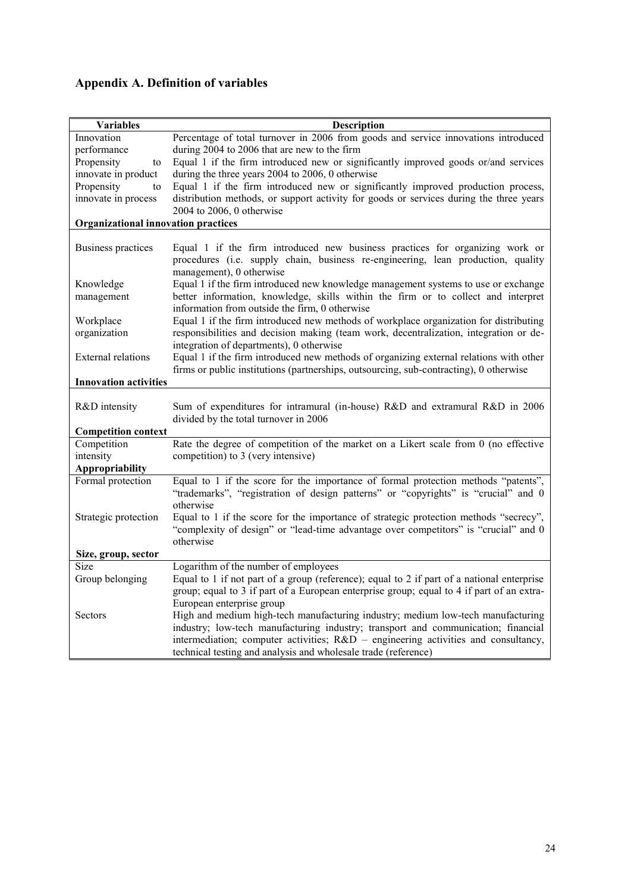## Appendix A. Definition of variables

| Variables | Description |
|---|---|
| Innovation performance | Percentage of total turnover in 2006 from goods and service innovations introduced during 2004 to 2006 that are new to the firm |
| Propensity to innovate in product | Equal 1 if the firm introduced new or significantly improved goods or/and services during the three years 2004 to 2006, 0 otherwise |
| Propensity to innovate in process | Equal 1 if the firm introduced new or significantly improved production process, distribution methods, or support activity for goods or services during the three years 2004 to 2006, 0 otherwise |
| **Organizational innovation practices** | |
| Business practices | Equal 1 if the firm introduced new business practices for organizing work or procedures (i.e. supply chain, business re-engineering, lean production, quality management), 0 otherwise |
| Knowledge management | Equal 1 if the firm introduced new knowledge management systems to use or exchange better information, knowledge, skills within the firm or to collect and interpret information from outside the firm, 0 otherwise |
| Workplace organization | Equal 1 if the firm introduced new methods of workplace organization for distributing responsibilities and decision making (team work, decentralization, integration or de-integration of departments), 0 otherwise |
| External relations | Equal 1 if the firm introduced new methods of organizing external relations with other firms or public institutions (partnerships, outsourcing, sub-contracting), 0 otherwise |
| **Innovation activities** | |
| R&D intensity | Sum of expenditures for intramural (in-house) R&D and extramural R&D in 2006 divided by the total turnover in 2006 |
| **Competition context** | |
| Competition intensity | Rate the degree of competition of the market on a Likert scale from 0 (no effective competition) to 3 (very intensive) |
| **Appropriability** | |
| Formal protection | Equal to 1 if the score for the importance of formal protection methods "patents", "trademarks", "registration of design patterns" or "copyrights" is "crucial" and 0 otherwise |
| Strategic protection | Equal to 1 if the score for the importance of strategic protection methods "secrecy", "complexity of design" or "lead-time advantage over competitors" is "crucial" and 0 otherwise |
| **Size, group, sector** | |
| Size | Logarithm of the number of employees |
| Group belonging | Equal to 1 if not part of a group (reference); equal to 2 if part of a national enterprise group; equal to 3 if part of a European enterprise group; equal to 4 if part of an extra-European enterprise group |
| Sectors | High and medium high-tech manufacturing industry; medium low-tech manufacturing industry; low-tech manufacturing industry; transport and communication; financial intermediation; computer activities; R&D – engineering activities and consultancy, technical testing and analysis and wholesale trade (reference) |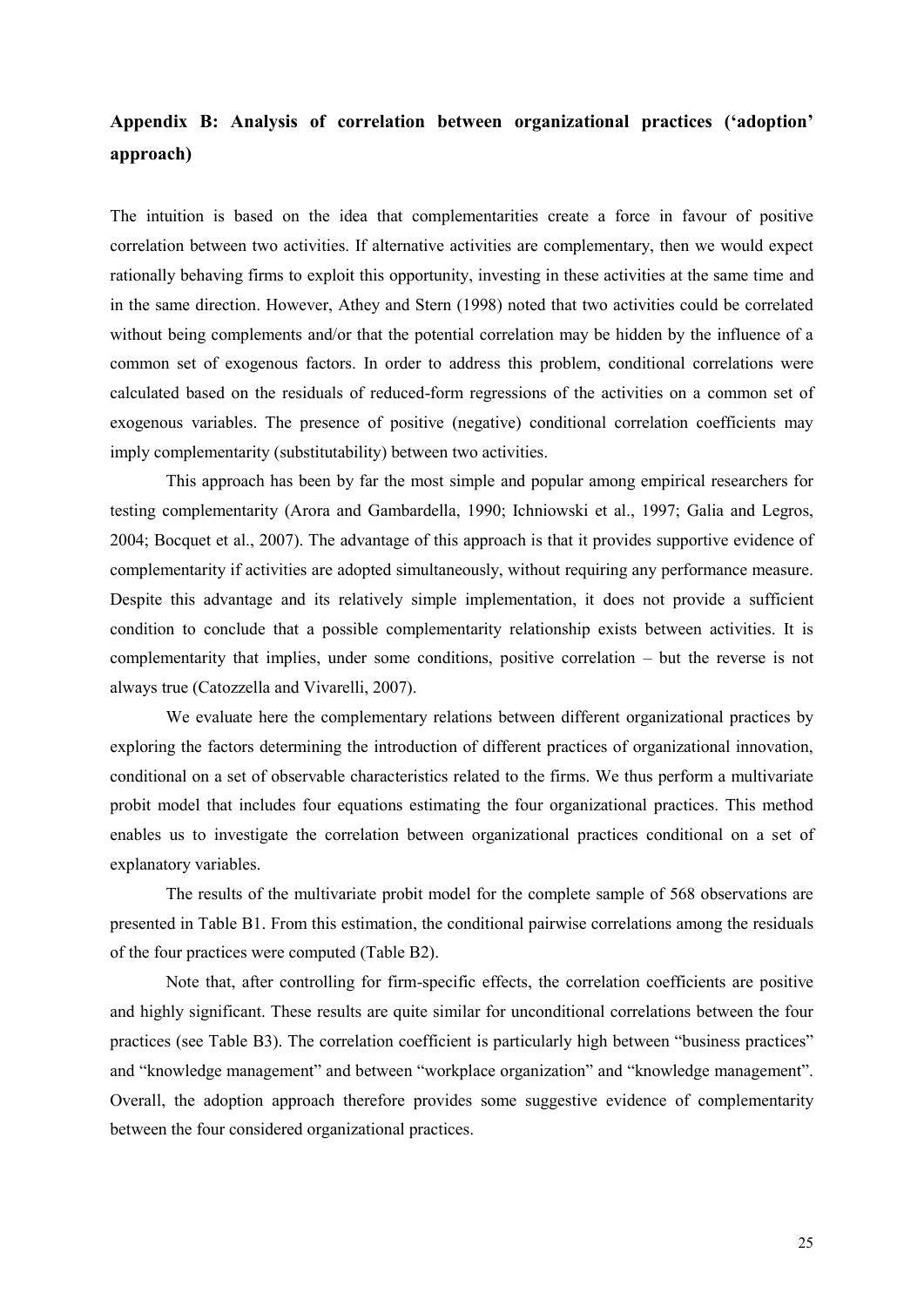## Appendix B: Analysis of correlation between organizational practices ('adoption' approach)

The intuition is based on the idea that complementarities create a force in favour of positive correlation between two activities. If alternative activities are complementary, then we would expect rationally behaving firms to exploit this opportunity, investing in these activities at the same time and in the same direction. However, Athey and Stern (1998) noted that two activities could be correlated without being complements and/or that the potential correlation may be hidden by the influence of a common set of exogenous factors. In order to address this problem, conditional correlations were calculated based on the residuals of reduced-form regressions of the activities on a common set of exogenous variables. The presence of positive (negative) conditional correlation coefficients may imply complementarity (substitutability) between two activities.

This approach has been by far the most simple and popular among empirical researchers for testing complementarity (Arora and Gambardella, 1990; Ichniowski et al., 1997; Galia and Legros, 2004; Bocquet et al., 2007). The advantage of this approach is that it provides supportive evidence of complementarity if activities are adopted simultaneously, without requiring any performance measure. Despite this advantage and its relatively simple implementation, it does not provide a sufficient condition to conclude that a possible complementarity relationship exists between activities. It is complementarity that implies, under some conditions, positive correlation – but the reverse is not always true (Catozzella and Vivarelli, 2007).

We evaluate here the complementary relations between different organizational practices by exploring the factors determining the introduction of different practices of organizational innovation, conditional on a set of observable characteristics related to the firms. We thus perform a multivariate probit model that includes four equations estimating the four organizational practices. This method enables us to investigate the correlation between organizational practices conditional on a set of explanatory variables.

The results of the multivariate probit model for the complete sample of 568 observations are presented in Table B1. From this estimation, the conditional pairwise correlations among the residuals of the four practices were computed (Table B2).

Note that, after controlling for firm-specific effects, the correlation coefficients are positive and highly significant. These results are quite similar for unconditional correlations between the four practices (see Table B3). The correlation coefficient is particularly high between "business practices" and "knowledge management" and between "workplace organization" and "knowledge management". Overall, the adoption approach therefore provides some suggestive evidence of complementarity between the four considered organizational practices.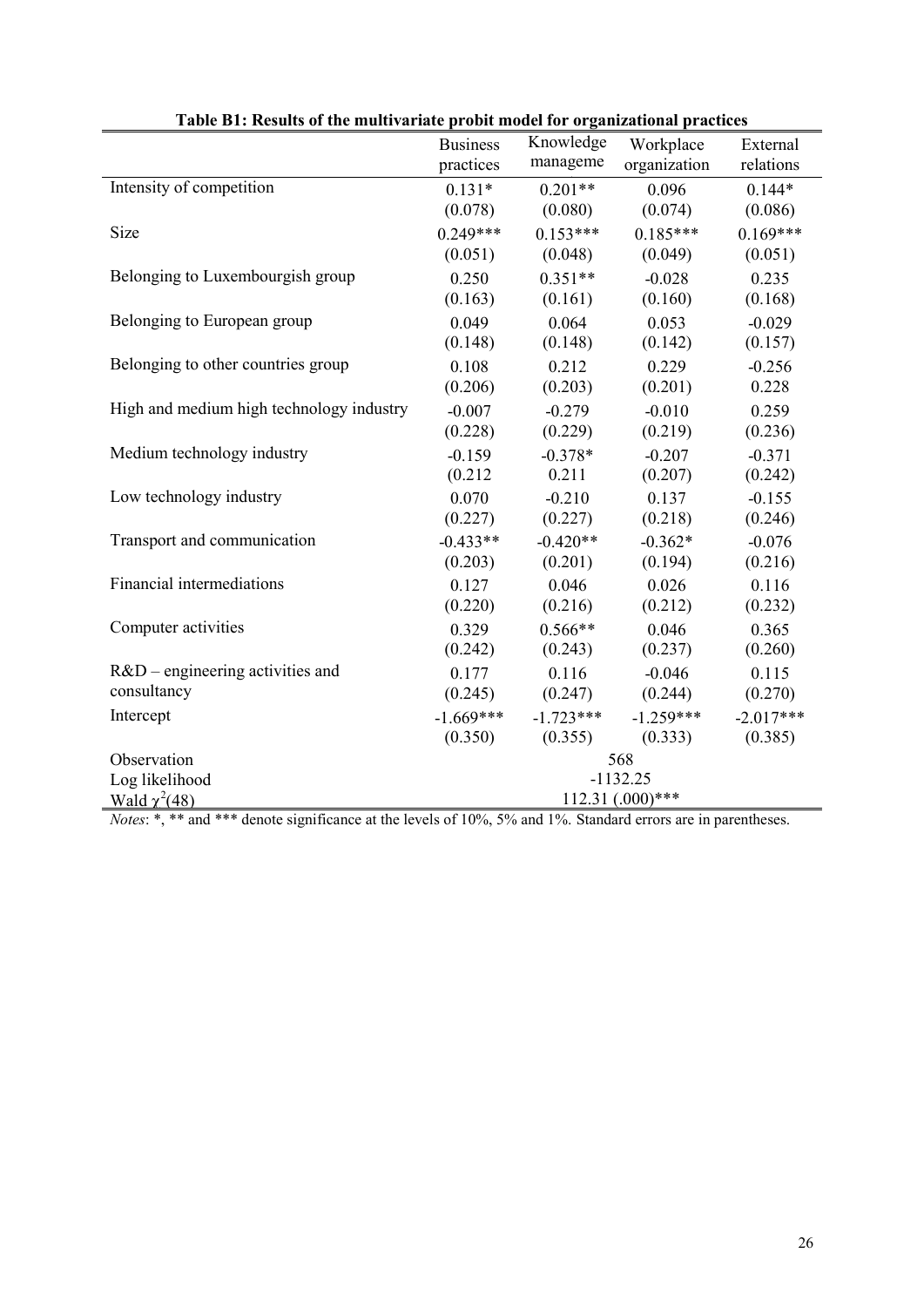**Table B1: Results of the multivariate probit model for organizational practices**

| | Business practices | Knowledge manageme | Workplace organization | External relations |
|---|---|---|---|---|
| Intensity of competition | 0.131* | 0.201** | 0.096 | 0.144* |
| | (0.078) | (0.080) | (0.074) | (0.086) |
| Size | 0.249*** | 0.153*** | 0.185*** | 0.169*** |
| | (0.051) | (0.048) | (0.049) | (0.051) |
| Belonging to Luxembourgish group | 0.250 | 0.351** | -0.028 | 0.235 |
| | (0.163) | (0.161) | (0.160) | (0.168) |
| Belonging to European group | 0.049 | 0.064 | 0.053 | -0.029 |
| | (0.148) | (0.148) | (0.142) | (0.157) |
| Belonging to other countries group | 0.108 | 0.212 | 0.229 | -0.256 |
| | (0.206) | (0.203) | (0.201) | 0.228 |
| High and medium high technology industry | -0.007 | -0.279 | -0.010 | 0.259 |
| | (0.228) | (0.229) | (0.219) | (0.236) |
| Medium technology industry | -0.159 | -0.378* | -0.207 | -0.371 |
| | (0.212 | 0.211 | (0.207) | (0.242) |
| Low technology industry | 0.070 | -0.210 | 0.137 | -0.155 |
| | (0.227) | (0.227) | (0.218) | (0.246) |
| Transport and communication | -0.433** | -0.420** | -0.362* | -0.076 |
| | (0.203) | (0.201) | (0.194) | (0.216) |
| Financial intermediations | 0.127 | 0.046 | 0.026 | 0.116 |
| | (0.220) | (0.216) | (0.212) | (0.232) |
| Computer activities | 0.329 | 0.566** | 0.046 | 0.365 |
| | (0.242) | (0.243) | (0.237) | (0.260) |
| R&D – engineering activities and consultancy | 0.177 | 0.116 | -0.046 | 0.115 |
| | (0.245) | (0.247) | (0.244) | (0.270) |
| Intercept | -1.669*** | -1.723*** | -1.259*** | -2.017*** |
| | (0.350) | (0.355) | (0.333) | (0.385) |
| Observation | 568 | | | |
| Log likelihood | -1132.25 | | | |
| Wald $\chi^2(48)$ | 112.31 (.000)*** | | | |

*Notes*: *, ** and *** denote significance at the levels of 10%, 5% and 1%. Standard errors are in parentheses.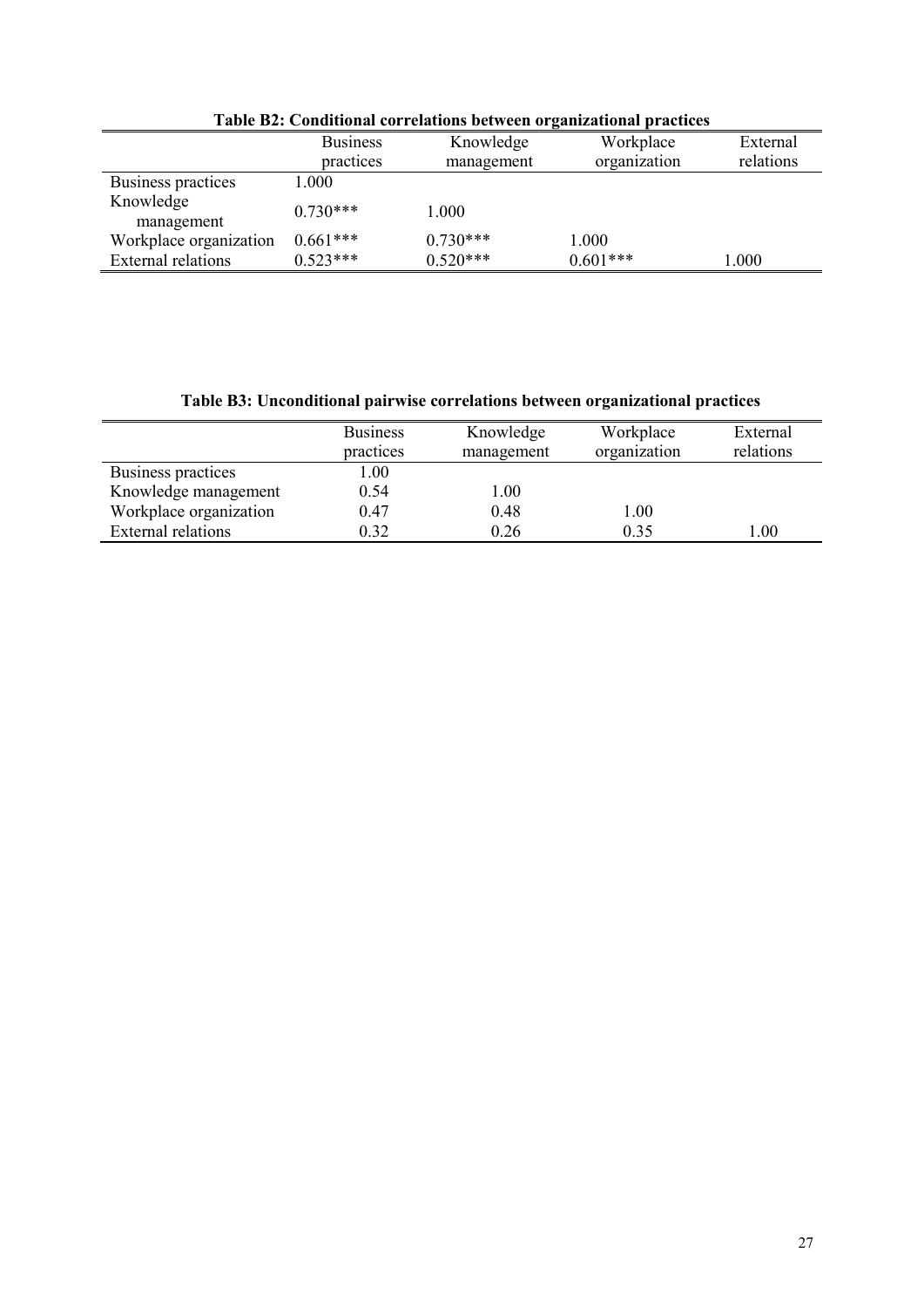**Table B2: Conditional correlations between organizational practices**

| | Business practices | Knowledge management | Workplace organization | External relations |
|---|---|---|---|---|
| Business practices | 1.000 | | | |
| Knowledge management | 0.730*** | 1.000 | | |
| Workplace organization | 0.661*** | 0.730*** | 1.000 | |
| External relations | 0.523*** | 0.520*** | 0.601*** | 1.000 |

**Table B3: Unconditional pairwise correlations between organizational practices**

| | Business practices | Knowledge management | Workplace organization | External relations |
|---|---|---|---|---|
| Business practices | 1.00 | | | |
| Knowledge management | 0.54 | 1.00 | | |
| Workplace organization | 0.47 | 0.48 | 1.00 | |
| External relations | 0.32 | 0.26 | 0.35 | 1.00 |